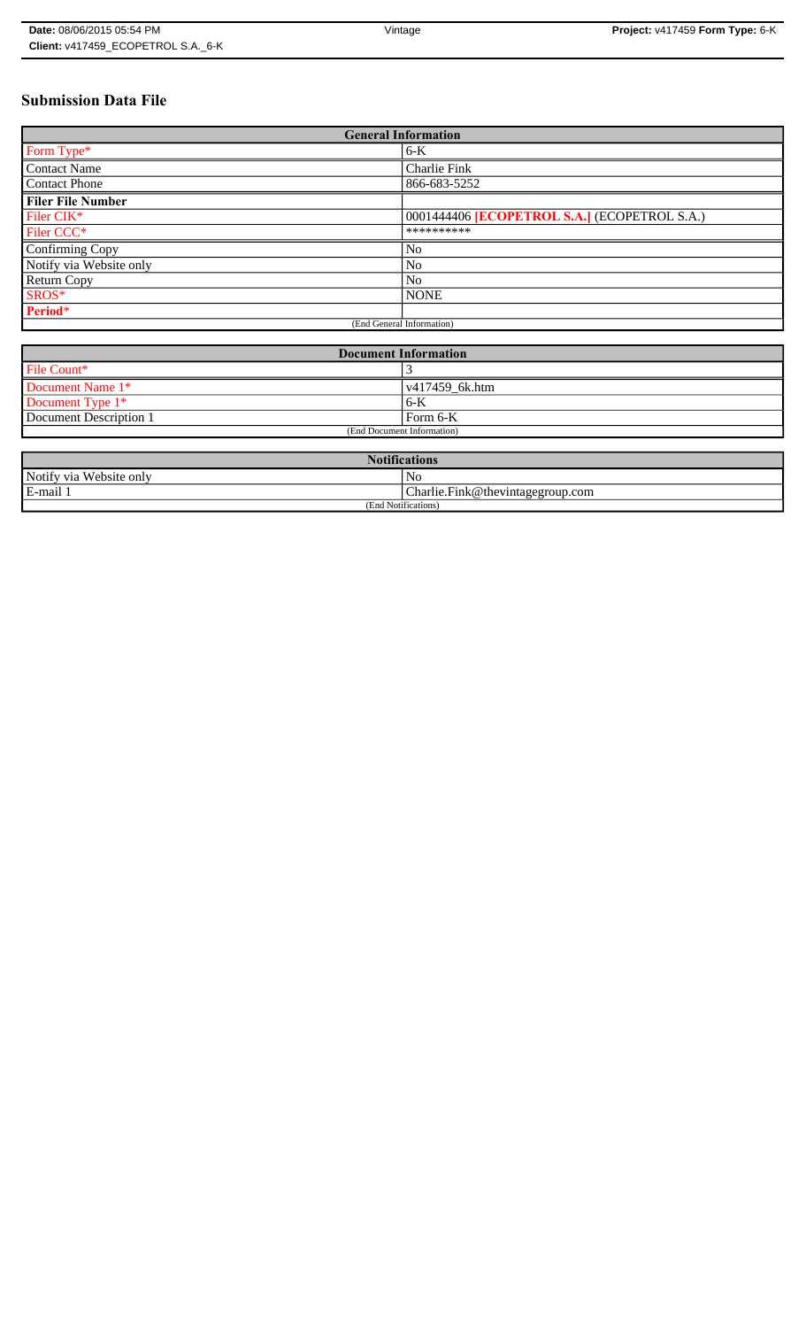# Submission Data File

| General Information | |
|---|---|
| Form Type* | 6-K |
| Contact Name | Charlie Fink |
| Contact Phone | 866-683-5252 |
| **Filer File Number** | |
| Filer CIK* | 0001444406 **[ECOPETROL S.A.]** (ECOPETROL S.A.) |
| Filer CCC* | ********** |
| Confirming Copy | No |
| Notify via Website only | No |
| Return Copy | No |
| SROS* | NONE |
| **Period*** | |
| (End General Information) | |

| Document Information | |
|---|---|
| File Count* | 3 |
| Document Name 1* | v417459_6k.htm |
| Document Type 1* | 6-K |
| Document Description 1 | Form 6-K |
| (End Document Information) | |

| Notifications | |
|---|---|
| Notify via Website only | No |
| E-mail 1 | Charlie.Fink@thevintagegroup.com |
| (End Notifications) | |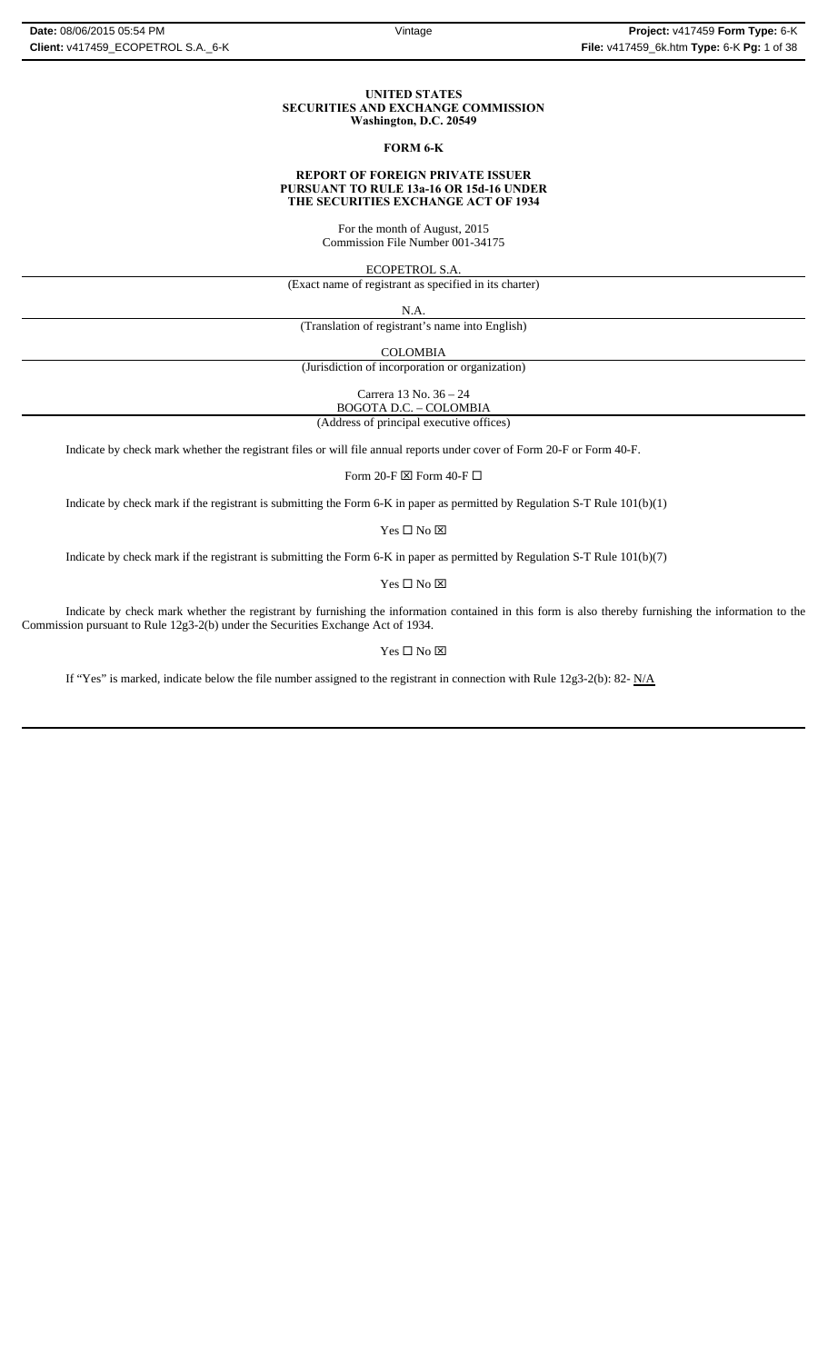**UNITED STATES**
**SECURITIES AND EXCHANGE COMMISSION**
**Washington, D.C. 20549**

**FORM 6-K**

**REPORT OF FOREIGN PRIVATE ISSUER**
**PURSUANT TO RULE 13a-16 OR 15d-16 UNDER**
**THE SECURITIES EXCHANGE ACT OF 1934**

For the month of August, 2015
Commission File Number 001-34175

ECOPETROL S.A.

(Exact name of registrant as specified in its charter)

N.A.

(Translation of registrant's name into English)

COLOMBIA

(Jurisdiction of incorporation or organization)

Carrera 13 No. 36 – 24
BOGOTA D.C. – COLOMBIA

(Address of principal executive offices)

Indicate by check mark whether the registrant files or will file annual reports under cover of Form 20-F or Form 40-F.

Form 20-F ☒ Form 40-F ☐

Indicate by check mark if the registrant is submitting the Form 6-K in paper as permitted by Regulation S-T Rule 101(b)(1)

Yes ☐ No ☒

Indicate by check mark if the registrant is submitting the Form 6-K in paper as permitted by Regulation S-T Rule 101(b)(7)

Yes ☐ No ☒

Indicate by check mark whether the registrant by furnishing the information contained in this form is also thereby furnishing the information to the Commission pursuant to Rule 12g3-2(b) under the Securities Exchange Act of 1934.

Yes ☐ No ☒

If "Yes" is marked, indicate below the file number assigned to the registrant in connection with Rule 12g3-2(b): 82- N/A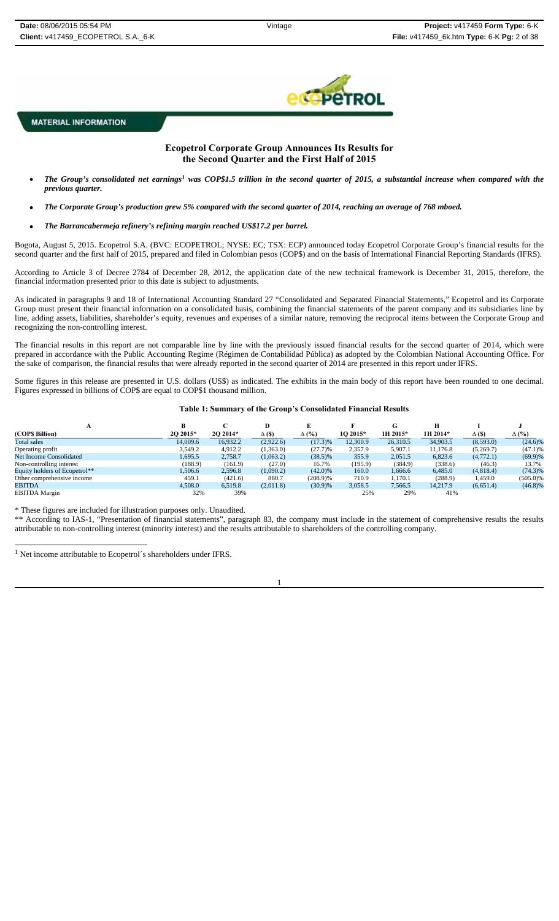**MATERIAL INFORMATION**

## Ecopetrol Corporate Group Announces Its Results for the Second Quarter and the First Half of 2015

- ***The Group's consolidated net earnings[1] was COP$1.5 trillion in the second quarter of 2015, a substantial increase when compared with the previous quarter.***
- ***The Corporate Group's production grew 5% compared with the second quarter of 2014, reaching an average of 768 mboed.***
- ***The Barrancabermeja refinery's refining margin reached US$17.2 per barrel.***

Bogota, August 5, 2015. Ecopetrol S.A. (BVC: ECOPETROL; NYSE: EC; TSX: ECP) announced today Ecopetrol Corporate Group's financial results for the second quarter and the first half of 2015, prepared and filed in Colombian pesos (COP$) and on the basis of International Financial Reporting Standards (IFRS).

According to Article 3 of Decree 2784 of December 28, 2012, the application date of the new technical framework is December 31, 2015, therefore, the financial information presented prior to this date is subject to adjustments.

As indicated in paragraphs 9 and 18 of International Accounting Standard 27 "Consolidated and Separated Financial Statements," Ecopetrol and its Corporate Group must present their financial information on a consolidated basis, combining the financial statements of the parent company and its subsidiaries line by line, adding assets, liabilities, shareholder's equity, revenues and expenses of a similar nature, removing the reciprocal items between the Corporate Group and recognizing the non-controlling interest.

The financial results in this report are not comparable line by line with the previously issued financial results for the second quarter of 2014, which were prepared in accordance with the Public Accounting Regime (Régimen de Contabilidad Pública) as adopted by the Colombian National Accounting Office. For the sake of comparison, the financial results that were already reported in the second quarter of 2014 are presented in this report under IFRS.

Some figures in this release are presented in U.S. dollars (US$) as indicated. The exhibits in the main body of this report have been rounded to one decimal. Figures expressed in billions of COP$ are equal to COP$1 thousand million.

**Table 1: Summary of the Group's Consolidated Financial Results**

| A | B | C | D | E | F | G | H | I | J |
|---|---|---|---|---|---|---|---|---|---|
| (COP$ Billion) | 2Q 2015* | 2Q 2014* | Δ ($) | Δ (%) | 1Q 2015* | 1H 2015* | 1H 2014* | Δ ($) | Δ (%) |
| Total sales | 14,009.6 | 16,932.2 | (2,922.6) | (17.3)% | 12,300.9 | 26,310.5 | 34,903.5 | (8,593.0) | (24.6)% |
| Operating profit | 3,549.2 | 4,912.2 | (1,363.0) | (27.7)% | 2,357.9 | 5,907.1 | 11,176.8 | (5,269.7) | (47.1)% |
| Net Income Consolidated | 1,695.5 | 2,758.7 | (1,063.2) | (38.5)% | 355.9 | 2,051.5 | 6,823.6 | (4,772.1) | (69.9)% |
| Non-controlling interest | (188.9) | (161.9) | (27.0) | 16.7% | (195.9) | (384.9) | (338.6) | (46.3) | 13.7% |
| Equity holders of Ecopetrol** | 1,506.6 | 2,596.8 | (1,090.2) | (42.0)% | 160.0 | 1,666.6 | 6,485.0 | (4,818.4) | (74.3)% |
| Other comprehensive income | 459.1 | (421.6) | 880.7 | (208.9)% | 710.9 | 1,170.1 | (288.9) | 1,459.0 | (505.0)% |
| EBITDA | 4,508.0 | 6,519.8 | (2,011.8) | (30.9)% | 3,058.5 | 7,566.5 | 14,217.9 | (6,651.4) | (46.8)% |
| EBITDA Margin | 32% | 39% | | | 25% | 29% | 41% | | |

\* These figures are included for illustration purposes only. Unaudited.

\*\* According to IAS-1, "Presentation of financial statements", paragraph 83, the company must include in the statement of comprehensive results the results attributable to non-controlling interest (minority interest) and the results attributable to shareholders of the controlling company.

[1] Net income attributable to Ecopetrol´s shareholders under IFRS.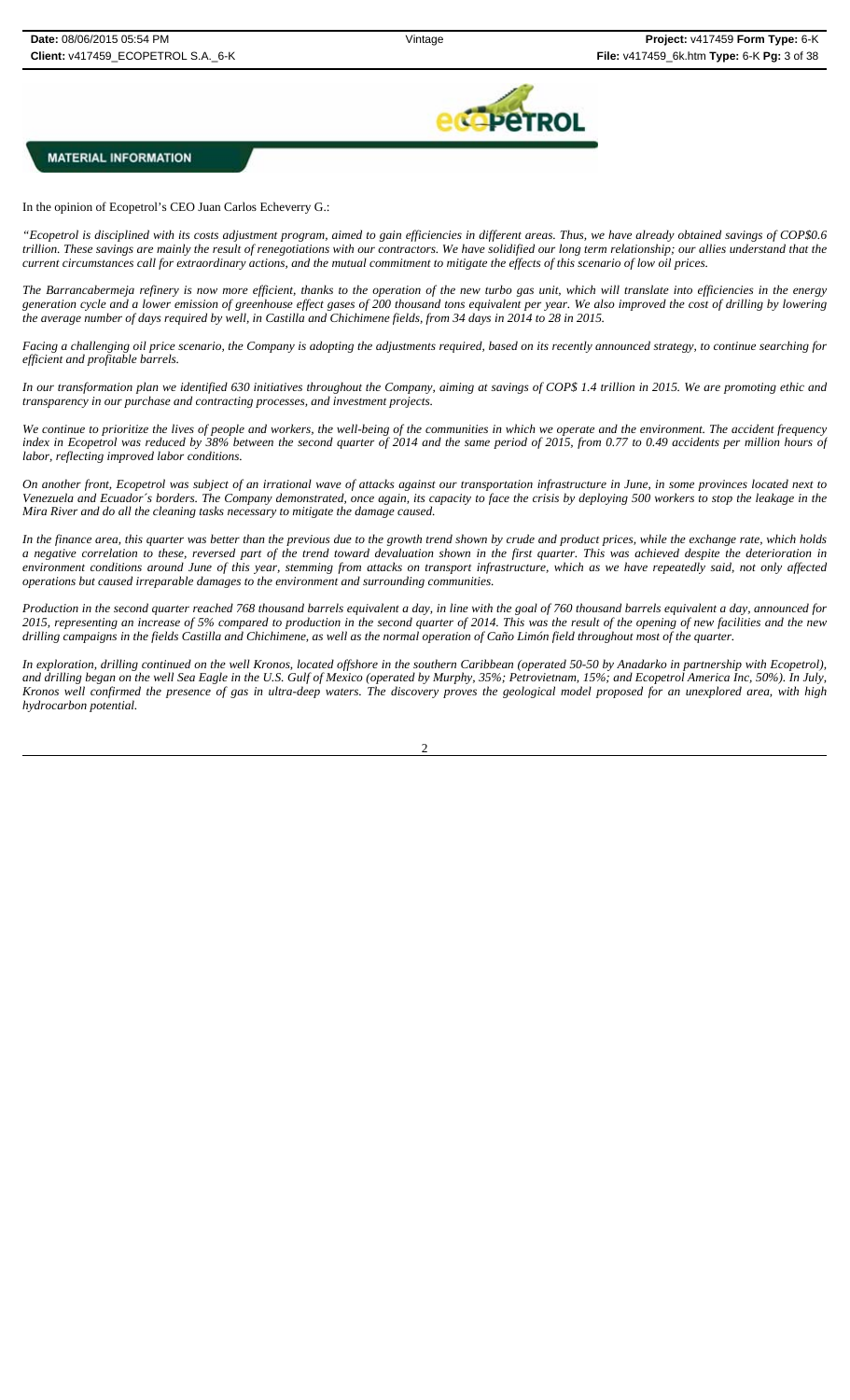**MATERIAL INFORMATION**

In the opinion of Ecopetrol's CEO Juan Carlos Echeverry G.:

*"Ecopetrol is disciplined with its costs adjustment program, aimed to gain efficiencies in different areas. Thus, we have already obtained savings of COP$0.6 trillion. These savings are mainly the result of renegotiations with our contractors. We have solidified our long term relationship; our allies understand that the current circumstances call for extraordinary actions, and the mutual commitment to mitigate the effects of this scenario of low oil prices.*

*The Barrancabermeja refinery is now more efficient, thanks to the operation of the new turbo gas unit, which will translate into efficiencies in the energy generation cycle and a lower emission of greenhouse effect gases of 200 thousand tons equivalent per year. We also improved the cost of drilling by lowering the average number of days required by well, in Castilla and Chichimene fields, from 34 days in 2014 to 28 in 2015.*

*Facing a challenging oil price scenario, the Company is adopting the adjustments required, based on its recently announced strategy, to continue searching for efficient and profitable barrels.*

*In our transformation plan we identified 630 initiatives throughout the Company, aiming at savings of COP$ 1.4 trillion in 2015. We are promoting ethic and transparency in our purchase and contracting processes, and investment projects.*

*We continue to prioritize the lives of people and workers, the well-being of the communities in which we operate and the environment. The accident frequency index in Ecopetrol was reduced by 38% between the second quarter of 2014 and the same period of 2015, from 0.77 to 0.49 accidents per million hours of labor, reflecting improved labor conditions.*

*On another front, Ecopetrol was subject of an irrational wave of attacks against our transportation infrastructure in June, in some provinces located next to Venezuela and Ecuador´s borders. The Company demonstrated, once again, its capacity to face the crisis by deploying 500 workers to stop the leakage in the Mira River and do all the cleaning tasks necessary to mitigate the damage caused.*

*In the finance area, this quarter was better than the previous due to the growth trend shown by crude and product prices, while the exchange rate, which holds a negative correlation to these, reversed part of the trend toward devaluation shown in the first quarter. This was achieved despite the deterioration in environment conditions around June of this year, stemming from attacks on transport infrastructure, which as we have repeatedly said, not only affected operations but caused irreparable damages to the environment and surrounding communities.*

*Production in the second quarter reached 768 thousand barrels equivalent a day, in line with the goal of 760 thousand barrels equivalent a day, announced for 2015, representing an increase of 5% compared to production in the second quarter of 2014. This was the result of the opening of new facilities and the new drilling campaigns in the fields Castilla and Chichimene, as well as the normal operation of Caño Limón field throughout most of the quarter.*

*In exploration, drilling continued on the well Kronos, located offshore in the southern Caribbean (operated 50-50 by Anadarko in partnership with Ecopetrol), and drilling began on the well Sea Eagle in the U.S. Gulf of Mexico (operated by Murphy, 35%; Petrovietnam, 15%; and Ecopetrol America Inc, 50%). In July, Kronos well confirmed the presence of gas in ultra-deep waters. The discovery proves the geological model proposed for an unexplored area, with high hydrocarbon potential.*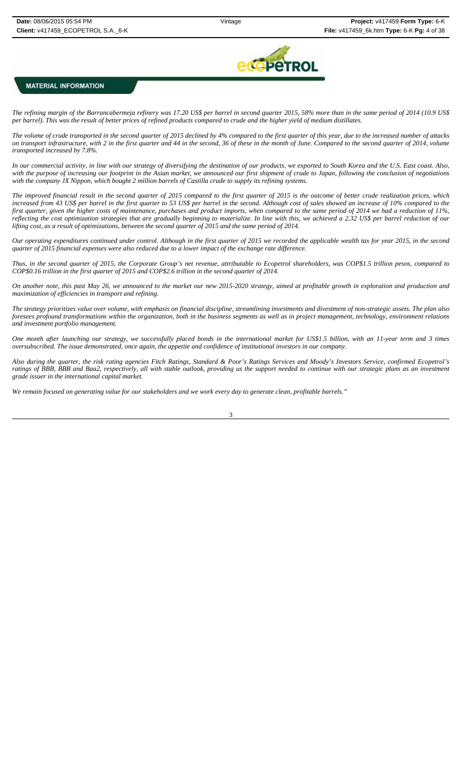## MATERIAL INFORMATION

*The refining margin of the Barrancabermeja refinery was 17.20 US$ per barrel in second quarter 2015, 58% more than in the same period of 2014 (10.9 US$ per barrel). This was the result of better prices of refined products compared to crude and the higher yield of medium distillates.*

*The volume of crude transported in the second quarter of 2015 declined by 4% compared to the first quarter of this year, due to the increased number of attacks on transport infrastructure, with 2 in the first quarter and 44 in the second, 36 of these in the month of June. Compared to the second quarter of 2014, volume transported increased by 7.8%.*

*In our commercial activity, in line with our strategy of diversifying the destination of our products, we exported to South Korea and the U.S. East coast. Also, with the purpose of increasing our footprint in the Asian market, we announced our first shipment of crude to Japan, following the conclusion of negotiations with the company JX Nippon, which bought 2 million barrels of Castilla crude to supply its refining systems.*

*The improved financial result in the second quarter of 2015 compared to the first quarter of 2015 is the outcome of better crude realization prices, which increased from 43 US$ per barrel in the first quarter to 53 US$ per barrel in the second. Although cost of sales showed an increase of 10% compared to the first quarter, given the higher costs of maintenance, purchases and product imports, when compared to the same period of 2014 we had a reduction of 11%, reflecting the cost optimization strategies that are gradually beginning to materialize. In line with this, we achieved a 2.32 US$ per barrel reduction of our lifting cost, as a result of optimizations, between the second quarter of 2015 and the same period of 2014.*

*Our operating expenditures continued under control. Although in the first quarter of 2015 we recorded the applicable wealth tax for year 2015, in the second quarter of 2015 financial expenses were also reduced due to a lower impact of the exchange rate difference.*

*Thus, in the second quarter of 2015, the Corporate Group's net revenue, attributable to Ecopetrol shareholders, was COP$1.5 trillion pesos, compared to COP$0.16 trillion in the first quarter of 2015 and COP$2.6 trillion in the second quarter of 2014.*

*On another note, this past May 26, we announced to the market our new 2015-2020 strategy, aimed at profitable growth in exploration and production and maximization of efficiencies in transport and refining.*

*The strategy prioritizes value over volume, with emphasis on financial discipline, streamlining investments and divestment of non-strategic assets. The plan also foresees profound transformations within the organization, both in the business segments as well as in project management, technology, environment relations and investment portfolio management.*

*One month after launching our strategy, we successfully placed bonds in the international market for US$1.5 billion, with an 11-year term and 3 times oversubscribed. The issue demonstrated, once again, the appetite and confidence of institutional investors in our company.*

*Also during the quarter, the risk rating agencies Fitch Ratings, Standard & Poor's Ratings Services and Moody's Investors Service, confirmed Ecopetrol's ratings of BBB, BBB and Baa2, respectively, all with stable outlook, providing us the support needed to continue with our strategic plans as an investment grade issuer in the international capital market.*

*We remain focused on generating value for our stakeholders and we work every day to generate clean, profitable barrels."*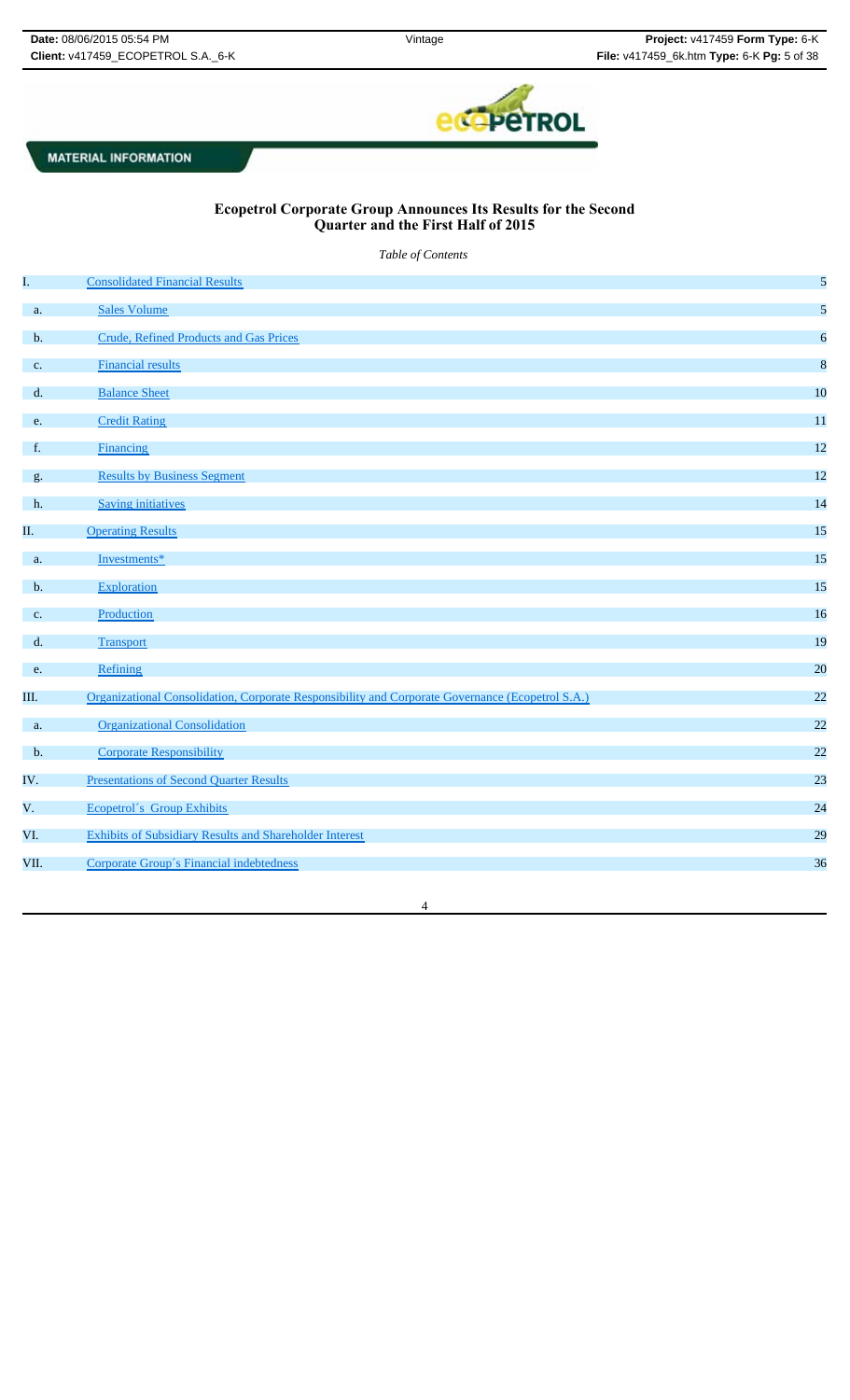**MATERIAL INFORMATION**

## Ecopetrol Corporate Group Announces Its Results for the Second Quarter and the First Half of 2015

*Table of Contents*

| | | |
|---|---|---|
| I. | Consolidated Financial Results | 5 |
| a. | Sales Volume | 5 |
| b. | Crude, Refined Products and Gas Prices | 6 |
| c. | Financial results | 8 |
| d. | Balance Sheet | 10 |
| e. | Credit Rating | 11 |
| f. | Financing | 12 |
| g. | Results by Business Segment | 12 |
| h. | Saving initiatives | 14 |
| II. | Operating Results | 15 |
| a. | Investments* | 15 |
| b. | Exploration | 15 |
| c. | Production | 16 |
| d. | Transport | 19 |
| e. | Refining | 20 |
| III. | Organizational Consolidation, Corporate Responsibility and Corporate Governance (Ecopetrol S.A.) | 22 |
| a. | Organizational Consolidation | 22 |
| b. | Corporate Responsibility | 22 |
| IV. | Presentations of Second Quarter Results | 23 |
| V. | Ecopetrol´s Group Exhibits | 24 |
| VI. | Exhibits of Subsidiary Results and Shareholder Interest | 29 |
| VII. | Corporate Group´s Financial indebtedness | 36 |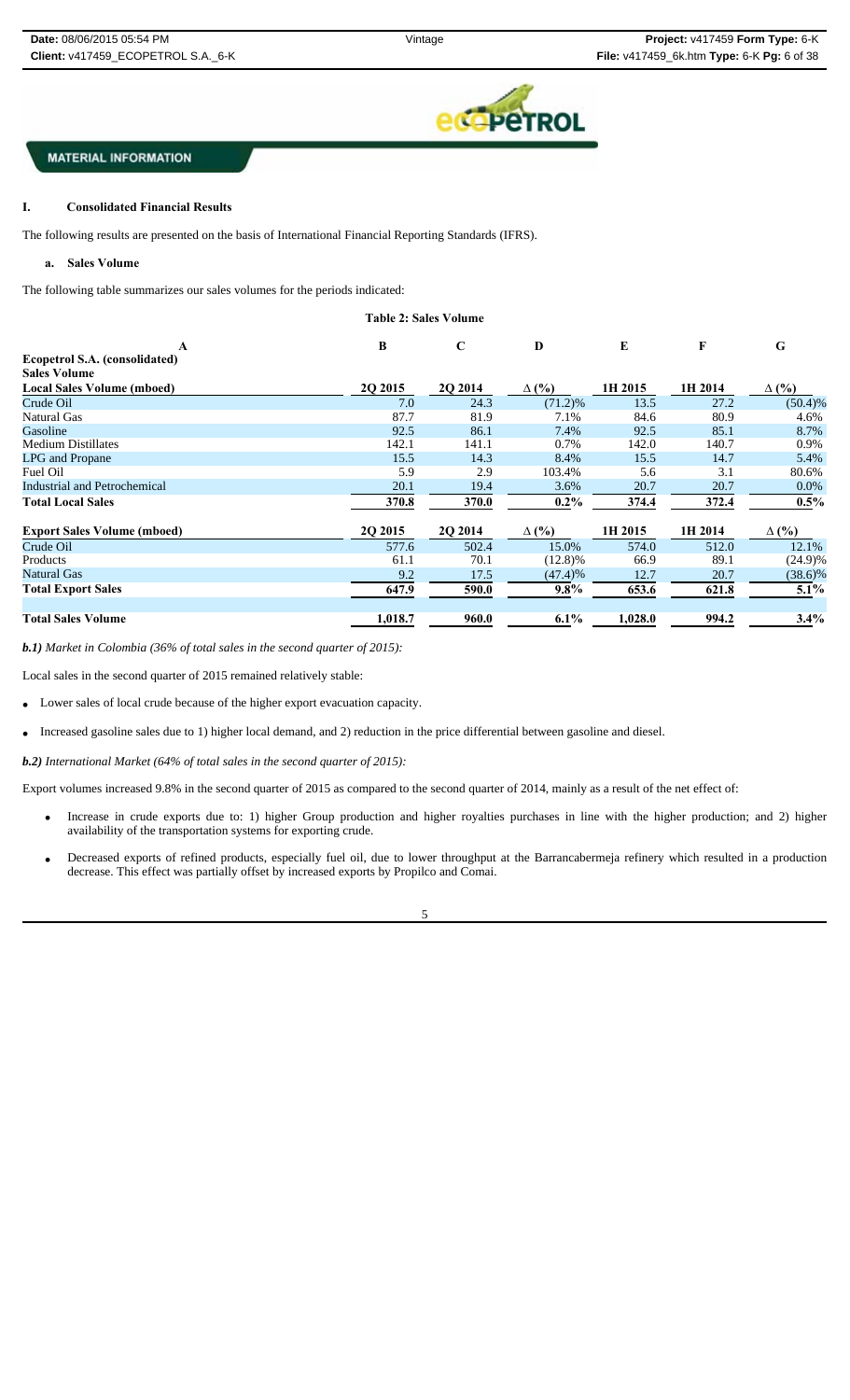**MATERIAL INFORMATION**

## I. Consolidated Financial Results

The following results are presented on the basis of International Financial Reporting Standards (IFRS).

### a. Sales Volume

The following table summarizes our sales volumes for the periods indicated:

**Table 2: Sales Volume**

| A | B | C | D | E | F | G |
|---|---|---|---|---|---|---|
| **Ecopetrol S.A. (consolidated)** | | | | | | |
| **Sales Volume** | | | | | | |
| **Local Sales Volume (mboed)** | **2Q 2015** | **2Q 2014** | **Δ (%)** | **1H 2015** | **1H 2014** | **Δ (%)** |
| Crude Oil | 7.0 | 24.3 | (71.2)% | 13.5 | 27.2 | (50.4)% |
| Natural Gas | 87.7 | 81.9 | 7.1% | 84.6 | 80.9 | 4.6% |
| Gasoline | 92.5 | 86.1 | 7.4% | 92.5 | 85.1 | 8.7% |
| Medium Distillates | 142.1 | 141.1 | 0.7% | 142.0 | 140.7 | 0.9% |
| LPG and Propane | 15.5 | 14.3 | 8.4% | 15.5 | 14.7 | 5.4% |
| Fuel Oil | 5.9 | 2.9 | 103.4% | 5.6 | 3.1 | 80.6% |
| Industrial and Petrochemical | 20.1 | 19.4 | 3.6% | 20.7 | 20.7 | 0.0% |
| **Total Local Sales** | **370.8** | **370.0** | **0.2%** | **374.4** | **372.4** | **0.5%** |
| **Export Sales Volume (mboed)** | **2Q 2015** | **2Q 2014** | **Δ (%)** | **1H 2015** | **1H 2014** | **Δ (%)** |
| Crude Oil | 577.6 | 502.4 | 15.0% | 574.0 | 512.0 | 12.1% |
| Products | 61.1 | 70.1 | (12.8)% | 66.9 | 89.1 | (24.9)% |
| Natural Gas | 9.2 | 17.5 | (47.4)% | 12.7 | 20.7 | (38.6)% |
| **Total Export Sales** | **647.9** | **590.0** | **9.8%** | **653.6** | **621.8** | **5.1%** |
| **Total Sales Volume** | **1,018.7** | **960.0** | **6.1%** | **1,028.0** | **994.2** | **3.4%** |

***b.1)*** *Market in Colombia (36% of total sales in the second quarter of 2015):*

Local sales in the second quarter of 2015 remained relatively stable:

- Lower sales of local crude because of the higher export evacuation capacity.
- Increased gasoline sales due to 1) higher local demand, and 2) reduction in the price differential between gasoline and diesel.

***b.2)*** *International Market (64% of total sales in the second quarter of 2015):*

Export volumes increased 9.8% in the second quarter of 2015 as compared to the second quarter of 2014, mainly as a result of the net effect of:

- Increase in crude exports due to: 1) higher Group production and higher royalties purchases in line with the higher production; and 2) higher availability of the transportation systems for exporting crude.
- Decreased exports of refined products, especially fuel oil, due to lower throughput at the Barrancabermeja refinery which resulted in a production decrease. This effect was partially offset by increased exports by Propilco and Comai.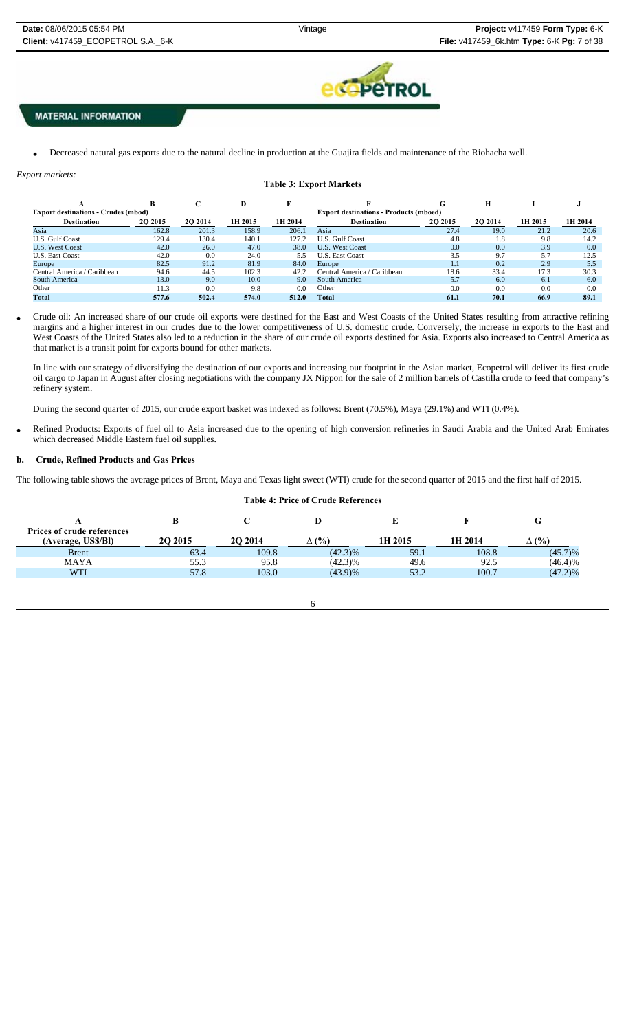## MATERIAL INFORMATION

- Decreased natural gas exports due to the natural decline in production at the Guajira fields and maintenance of the Riohacha well.

*Export markets:*

**Table 3: Export Markets**

| A | B | C | D | E | F | G | H | I | J |
|---|---|---|---|---|---|---|---|---|---|
| **Export destinations - Crudes (mbod)** | | | | | **Export destinations - Products (mboed)** | | | | |
| **Destination** | **2Q 2015** | **2Q 2014** | **1H 2015** | **1H 2014** | **Destination** | **2Q 2015** | **2Q 2014** | **1H 2015** | **1H 2014** |
| Asia | 162.8 | 201.3 | 158.9 | 206.1 | Asia | 27.4 | 19.0 | 21.2 | 20.6 |
| U.S. Gulf Coast | 129.4 | 130.4 | 140.1 | 127.2 | U.S. Gulf Coast | 4.8 | 1.8 | 9.8 | 14.2 |
| U.S. West Coast | 42.0 | 26.0 | 47.0 | 38.0 | U.S. West Coast | 0.0 | 0.0 | 3.9 | 0.0 |
| U.S. East Coast | 42.0 | 0.0 | 24.0 | 5.5 | U.S. East Coast | 3.5 | 9.7 | 5.7 | 12.5 |
| Europe | 82.5 | 91.2 | 81.9 | 84.0 | Europe | 1.1 | 0.2 | 2.9 | 5.5 |
| Central America / Caribbean | 94.6 | 44.5 | 102.3 | 42.2 | Central America / Caribbean | 18.6 | 33.4 | 17.3 | 30.3 |
| South America | 13.0 | 9.0 | 10.0 | 9.0 | South America | 5.7 | 6.0 | 6.1 | 6.0 |
| Other | 11.3 | 0.0 | 9.8 | 0.0 | Other | 0.0 | 0.0 | 0.0 | 0.0 |
| **Total** | **577.6** | **502.4** | **574.0** | **512.0** | **Total** | **61.1** | **70.1** | **66.9** | **89.1** |

- Crude oil: An increased share of our crude oil exports were destined for the East and West Coasts of the United States resulting from attractive refining margins and a higher interest in our crudes due to the lower competitiveness of U.S. domestic crude. Conversely, the increase in exports to the East and West Coasts of the United States also led to a reduction in the share of our crude oil exports destined for Asia. Exports also increased to Central America as that market is a transit point for exports bound for other markets.

  In line with our strategy of diversifying the destination of our exports and increasing our footprint in the Asian market, Ecopetrol will deliver its first crude oil cargo to Japan in August after closing negotiations with the company JX Nippon for the sale of 2 million barrels of Castilla crude to feed that company's refinery system.

  During the second quarter of 2015, our crude export basket was indexed as follows: Brent (70.5%), Maya (29.1%) and WTI (0.4%).

- Refined Products: Exports of fuel oil to Asia increased due to the opening of high conversion refineries in Saudi Arabia and the United Arab Emirates which decreased Middle Eastern fuel oil supplies.

### b. Crude, Refined Products and Gas Prices

The following table shows the average prices of Brent, Maya and Texas light sweet (WTI) crude for the second quarter of 2015 and the first half of 2015.

**Table 4: Price of Crude References**

| A | B | C | D | E | F | G |
|---|---|---|---|---|---|---|
| **Prices of crude references (Average, US$/Bl)** | **2Q 2015** | **2Q 2014** | **Δ (%)** | **1H 2015** | **1H 2014** | **Δ (%)** |
| Brent | 63.4 | 109.8 | (42.3)% | 59.1 | 108.8 | (45.7)% |
| MAYA | 55.3 | 95.8 | (42.3)% | 49.6 | 92.5 | (46.4)% |
| WTI | 57.8 | 103.0 | (43.9)% | 53.2 | 100.7 | (47.2)% |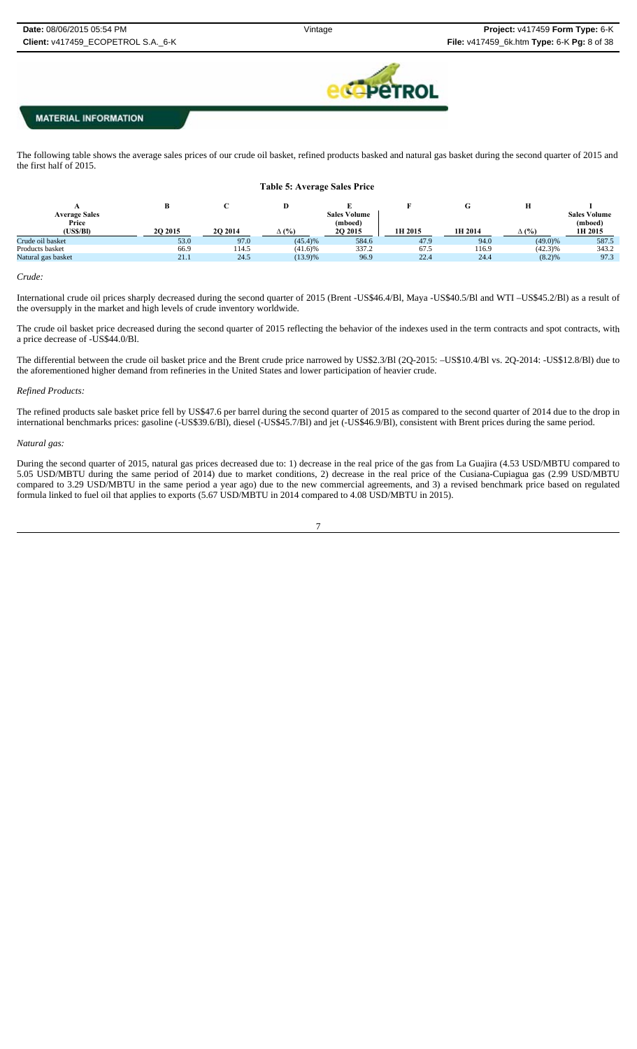**MATERIAL INFORMATION**

The following table shows the average sales prices of our crude oil basket, refined products basked and natural gas basket during the second quarter of 2015 and the first half of 2015.

**Table 5: Average Sales Price**

| A | B | C | D | E | F | G | H | I |
|---|---|---|---|---|---|---|---|---|
| **Average Sales Price (US$/Bl)** | **2Q 2015** | **2Q 2014** | **Δ (%)** | **Sales Volume (mboed) 2Q 2015** | **1H 2015** | **1H 2014** | **Δ (%)** | **Sales Volume (mboed) 1H 2015** |
| Crude oil basket | 53.0 | 97.0 | (45.4)% | 584.6 | 47.9 | 94.0 | (49.0)% | 587.5 |
| Products basket | 66.9 | 114.5 | (41.6)% | 337.2 | 67.5 | 116.9 | (42.3)% | 343.2 |
| Natural gas basket | 21.1 | 24.5 | (13.9)% | 96.9 | 22.4 | 24.4 | (8.2)% | 97.3 |

*Crude:*

International crude oil prices sharply decreased during the second quarter of 2015 (Brent -US$46.4/Bl, Maya -US$40.5/Bl and WTI –US$45.2/Bl) as a result of the oversupply in the market and high levels of crude inventory worldwide.

The crude oil basket price decreased during the second quarter of 2015 reflecting the behavior of the indexes used in the term contracts and spot contracts, with a price decrease of -US$44.0/Bl.

The differential between the crude oil basket price and the Brent crude price narrowed by US$2.3/Bl (2Q-2015: –US$10.4/Bl vs. 2Q-2014: -US$12.8/Bl) due to the aforementioned higher demand from refineries in the United States and lower participation of heavier crude.

*Refined Products:*

The refined products sale basket price fell by US$47.6 per barrel during the second quarter of 2015 as compared to the second quarter of 2014 due to the drop in international benchmarks prices: gasoline (-US$39.6/Bl), diesel (-US$45.7/Bl) and jet (-US$46.9/Bl), consistent with Brent prices during the same period.

*Natural gas:*

During the second quarter of 2015, natural gas prices decreased due to: 1) decrease in the real price of the gas from La Guajira (4.53 USD/MBTU compared to 5.05 USD/MBTU during the same period of 2014) due to market conditions, 2) decrease in the real price of the Cusiana-Cupiagua gas (2.99 USD/MBTU compared to 3.29 USD/MBTU in the same period a year ago) due to the new commercial agreements, and 3) a revised benchmark price based on regulated formula linked to fuel oil that applies to exports (5.67 USD/MBTU in 2014 compared to 4.08 USD/MBTU in 2015).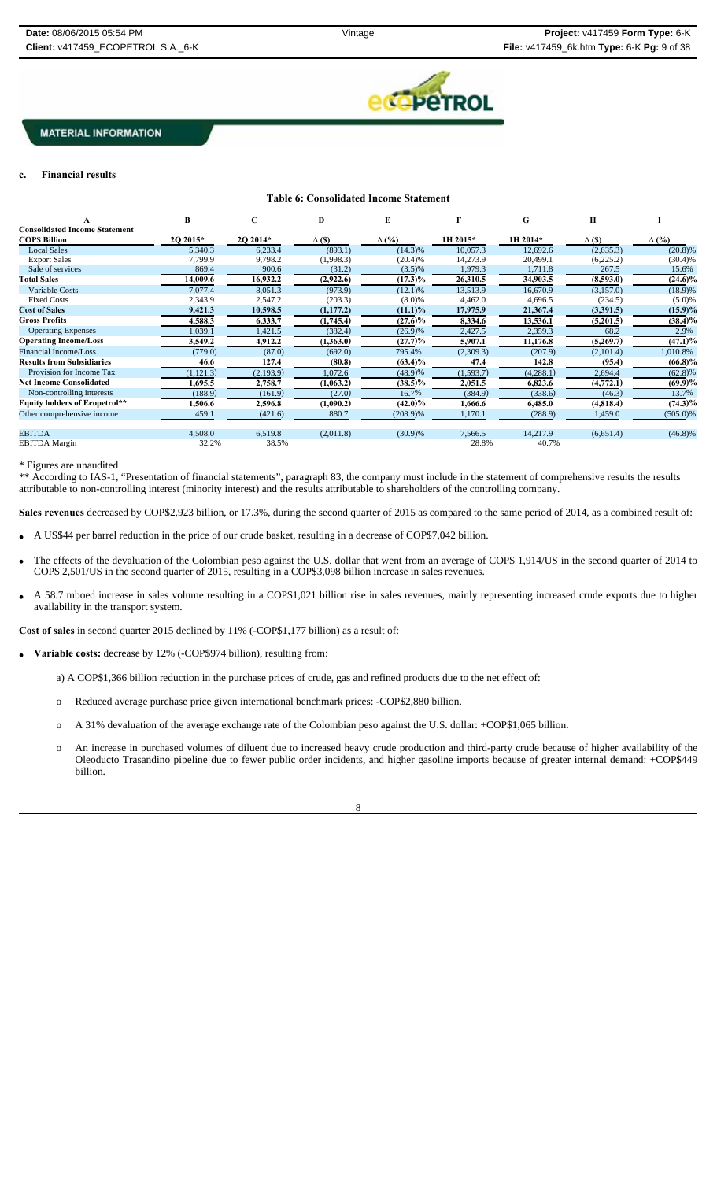MATERIAL INFORMATION

### c. Financial results

**Table 6: Consolidated Income Statement**

| A | B | C | D | E | F | G | H | I |
|---|---|---|---|---|---|---|---|---|
| **Consolidated Income Statement COP$ Billion** | **2Q 2015*** | **2Q 2014*** | **Δ ($)** | **Δ (%)** | **1H 2015*** | **1H 2014*** | **Δ ($)** | **Δ (%)** |
| Local Sales | 5,340.3 | 6,233.4 | (893.1) | (14.3)% | 10,057.3 | 12,692.6 | (2,635.3) | (20.8)% |
| Export Sales | 7,799.9 | 9,798.2 | (1,998.3) | (20.4)% | 14,273.9 | 20,499.1 | (6,225.2) | (30.4)% |
| Sale of services | 869.4 | 900.6 | (31.2) | (3.5)% | 1,979.3 | 1,711.8 | 267.5 | 15.6% |
| **Total Sales** | **14,009.6** | **16,932.2** | **(2,922.6)** | **(17.3)%** | **26,310.5** | **34,903.5** | **(8,593.0)** | **(24.6)%** |
| Variable Costs | 7,077.4 | 8,051.3 | (973.9) | (12.1)% | 13,513.9 | 16,670.9 | (3,157.0) | (18.9)% |
| Fixed Costs | 2,343.9 | 2,547.2 | (203.3) | (8.0)% | 4,462.0 | 4,696.5 | (234.5) | (5.0)% |
| **Cost of Sales** | **9,421.3** | **10,598.5** | **(1,177.2)** | **(11.1)%** | **17,975.9** | **21,367.4** | **(3,391.5)** | **(15.9)%** |
| **Gross Profits** | **4,588.3** | **6,333.7** | **(1,745.4)** | **(27.6)%** | **8,334.6** | **13,536.1** | **(5,201.5)** | **(38.4)%** |
| Operating Expenses | 1,039.1 | 1,421.5 | (382.4) | (26.9)% | 2,427.5 | 2,359.3 | 68.2 | 2.9% |
| **Operating Income/Loss** | **3,549.2** | **4,912.2** | **(1,363.0)** | **(27.7)%** | **5,907.1** | **11,176.8** | **(5,269.7)** | **(47.1)%** |
| Financial Income/Loss | (779.0) | (87.0) | (692.0) | 795.4% | (2,309.3) | (207.9) | (2,101.4) | 1,010.8% |
| **Results from Subsidiaries** | **46.6** | **127.4** | **(80.8)** | **(63.4)%** | **47.4** | **142.8** | **(95.4)** | **(66.8)%** |
| Provision for Income Tax | (1,121.3) | (2,193.9) | 1,072.6 | (48.9)% | (1,593.7) | (4,288.1) | 2,694.4 | (62.8)% |
| **Net Income Consolidated** | **1,695.5** | **2,758.7** | **(1,063.2)** | **(38.5)%** | **2,051.5** | **6,823.6** | **(4,772.1)** | **(69.9)%** |
| Non-controlling interests | (188.9) | (161.9) | (27.0) | 16.7% | (384.9) | (338.6) | (46.3) | 13.7% |
| **Equity holders of Ecopetrol**** | **1,506.6** | **2,596.8** | **(1,090.2)** | **(42.0)%** | **1,666.6** | **6,485.0** | **(4,818.4)** | **(74.3)%** |
| Other comprehensive income | 459.1 | (421.6) | 880.7 | (208.9)% | 1,170.1 | (288.9) | 1,459.0 | (505.0)% |
| EBITDA | 4,508.0 | 6,519.8 | (2,011.8) | (30.9)% | 7,566.5 | 14,217.9 | (6,651.4) | (46.8)% |
| EBITDA Margin | 32.2% | 38.5% | | | 28.8% | 40.7% | | |

\* Figures are unaudited

** According to IAS-1, "Presentation of financial statements", paragraph 83, the company must include in the statement of comprehensive results the results attributable to non-controlling interest (minority interest) and the results attributable to shareholders of the controlling company.

**Sales revenues** decreased by COP$2,923 billion, or 17.3%, during the second quarter of 2015 as compared to the same period of 2014, as a combined result of:

- A US$44 per barrel reduction in the price of our crude basket, resulting in a decrease of COP$7,042 billion.
- The effects of the devaluation of the Colombian peso against the U.S. dollar that went from an average of COP$ 1,914/US in the second quarter of 2014 to COP$ 2,501/US in the second quarter of 2015, resulting in a COP$3,098 billion increase in sales revenues.
- A 58.7 mboed increase in sales volume resulting in a COP$1,021 billion rise in sales revenues, mainly representing increased crude exports due to higher availability in the transport system.

**Cost of sales** in second quarter 2015 declined by 11% (-COP$1,177 billion) as a result of:

- **Variable costs:** decrease by 12% (-COP$974 billion), resulting from:

  a) A COP$1,366 billion reduction in the purchase prices of crude, gas and refined products due to the net effect of:

  - Reduced average purchase price given international benchmark prices: -COP$2,880 billion.
  - A 31% devaluation of the average exchange rate of the Colombian peso against the U.S. dollar: +COP$1,065 billion.
  - An increase in purchased volumes of diluent due to increased heavy crude production and third-party crude because of higher availability of the Oleoducto Trasandino pipeline due to fewer public order incidents, and higher gasoline imports because of greater internal demand: +COP$449 billion.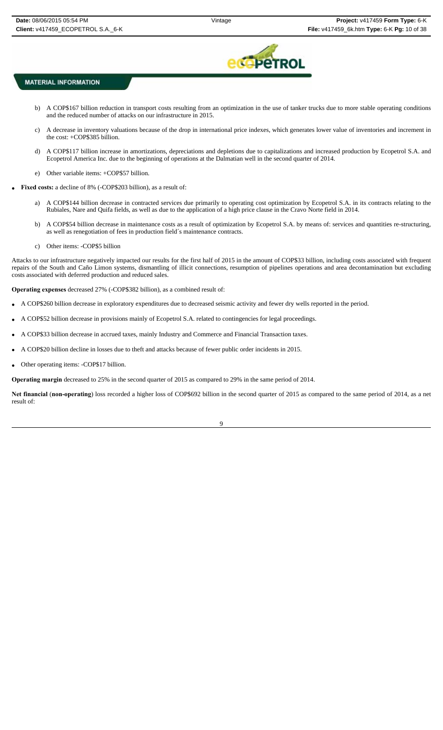**MATERIAL INFORMATION**

b) A COP$167 billion reduction in transport costs resulting from an optimization in the use of tanker trucks due to more stable operating conditions and the reduced number of attacks on our infrastructure in 2015.

c) A decrease in inventory valuations because of the drop in international price indexes, which generates lower value of inventories and increment in the cost: +COP$385 billion.

d) A COP$117 billion increase in amortizations, depreciations and depletions due to capitalizations and increased production by Ecopetrol S.A. and Ecopetrol America Inc. due to the beginning of operations at the Dalmatian well in the second quarter of 2014.

e) Other variable items: +COP$57 billion.

- **Fixed costs:** a decline of 8% (-COP$203 billion), as a result of:

  a) A COP$144 billion decrease in contracted services due primarily to operating cost optimization by Ecopetrol S.A. in its contracts relating to the Rubiales, Nare and Quifa fields, as well as due to the application of a high price clause in the Cravo Norte field in 2014.

  b) A COP$54 billion decrease in maintenance costs as a result of optimization by Ecopetrol S.A. by means of: services and quantities re-structuring, as well as renegotiation of fees in production field´s maintenance contracts.

  c) Other items: -COP$5 billion

Attacks to our infrastructure negatively impacted our results for the first half of 2015 in the amount of COP$33 billion, including costs associated with frequent repairs of the South and Caño Limon systems, dismantling of illicit connections, resumption of pipelines operations and area decontamination but excluding costs associated with deferred production and reduced sales.

**Operating expenses** decreased 27% (-COP$382 billion), as a combined result of:

- A COP$260 billion decrease in exploratory expenditures due to decreased seismic activity and fewer dry wells reported in the period.
- A COP$52 billion decrease in provisions mainly of Ecopetrol S.A. related to contingencies for legal proceedings.
- A COP$33 billion decrease in accrued taxes, mainly Industry and Commerce and Financial Transaction taxes.
- A COP$20 billion decline in losses due to theft and attacks because of fewer public order incidents in 2015.
- Other operating items: -COP$17 billion.

**Operating margin** decreased to 25% in the second quarter of 2015 as compared to 29% in the same period of 2014.

**Net financial** (**non-operating**) loss recorded a higher loss of COP$692 billion in the second quarter of 2015 as compared to the same period of 2014, as a net result of: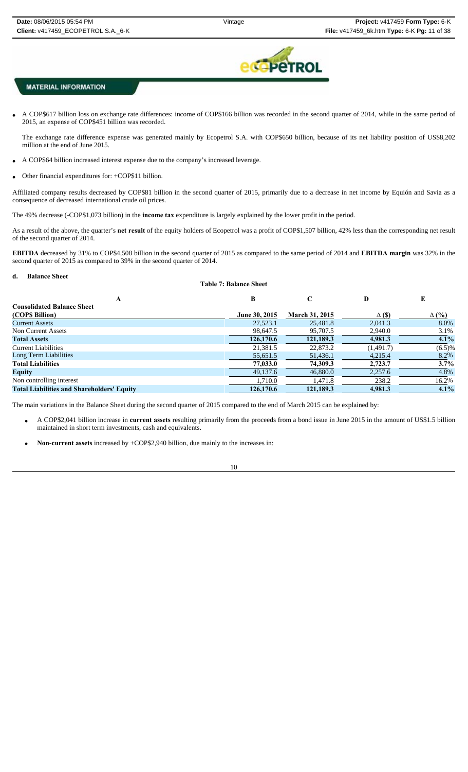**MATERIAL INFORMATION**

- A COP$617 billion loss on exchange rate differences: income of COP$166 billion was recorded in the second quarter of 2014, while in the same period of 2015, an expense of COP$451 billion was recorded.

  The exchange rate difference expense was generated mainly by Ecopetrol S.A. with COP$650 billion, because of its net liability position of US$8,202 million at the end of June 2015.

- A COP$64 billion increased interest expense due to the company's increased leverage.

- Other financial expenditures for: +COP$11 billion.

Affiliated company results decreased by COP$81 billion in the second quarter of 2015, primarily due to a decrease in net income by Equión and Savia as a consequence of decreased international crude oil prices.

The 49% decrease (-COP$1,073 billion) in the **income tax** expenditure is largely explained by the lower profit in the period.

As a result of the above, the quarter's **net result** of the equity holders of Ecopetrol was a profit of COP$1,507 billion, 42% less than the corresponding net result of the second quarter of 2014.

**EBITDA** decreased by 31% to COP$4,508 billion in the second quarter of 2015 as compared to the same period of 2014 and **EBITDA margin** was 32% in the second quarter of 2015 as compared to 39% in the second quarter of 2014.

#### d. Balance Sheet

**Table 7: Balance Sheet**

| A | B | C | D | E |
|---|---|---|---|---|
| **Consolidated Balance Sheet (COP$ Billion)** | **June 30, 2015** | **March 31, 2015** | **Δ ($)** | **Δ (%)** |
| Current Assets | 27,523.1 | 25,481.8 | 2,041.3 | 8.0% |
| Non Current Assets | 98,647.5 | 95,707.5 | 2,940.0 | 3.1% |
| **Total Assets** | **126,170.6** | **121,189.3** | **4,981.3** | **4.1%** |
| Current Liabilities | 21,381.5 | 22,873.2 | (1,491.7) | (6.5)% |
| Long Term Liabilities | 55,651.5 | 51,436.1 | 4,215.4 | 8.2% |
| **Total Liabilities** | **77,033.0** | **74,309.3** | **2,723.7** | **3.7%** |
| **Equity** | **49,137.6** | **46,880.0** | **2,257.6** | **4.8%** |
| Non controlling interest | 1,710.0 | 1,471.8 | 238.2 | 16.2% |
| **Total Liabilities and Shareholders' Equity** | **126,170.6** | **121,189.3** | **4,981.3** | **4.1%** |

The main variations in the Balance Sheet during the second quarter of 2015 compared to the end of March 2015 can be explained by:

- A COP$2,041 billion increase in **current assets** resulting primarily from the proceeds from a bond issue in June 2015 in the amount of US$1.5 billion maintained in short term investments, cash and equivalents.

- **Non-current assets** increased by +COP$2,940 billion, due mainly to the increases in: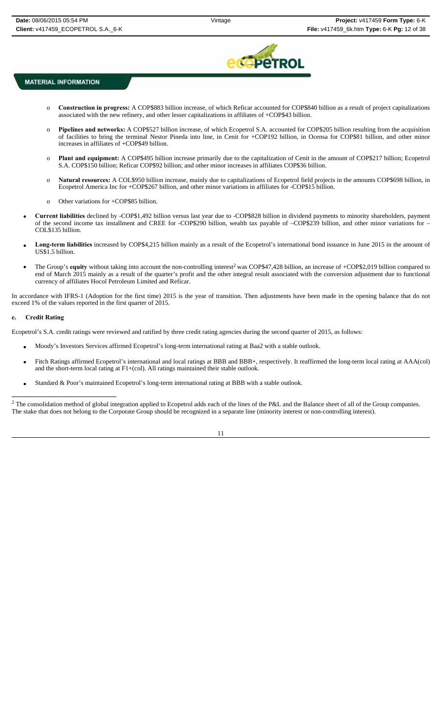**MATERIAL INFORMATION**

- o **Construction in progress:** A COP$883 billion increase, of which Reficar accounted for COP$840 billion as a result of project capitalizations associated with the new refinery, and other lesser capitalizations in affiliates of +COP$43 billion.
- o **Pipelines and networks:** A COP$527 billion increase, of which Ecopetrol S.A. accounted for COP$205 billion resulting from the acquisition of facilities to bring the terminal Nestor Pineda into line, in Cenit for +COP192 billion, in Ocensa for COP$81 billion, and other minor increases in affiliates of +COP$49 billion.
- o **Plant and equipment:** A COP$495 billion increase primarily due to the capitalization of Cenit in the amount of COP$217 billion; Ecopetrol S.A. COP$150 billion; Reficar COP$92 billion; and other minor increases in affiliates COP$36 billion.
- o **Natural resources:** A COL$950 billion increase, mainly due to capitalizations of Ecopetrol field projects in the amounts COP$698 billion, in Ecopetrol America Inc for +COP$267 billion, and other minor variations in affiliates for -COP$15 billion.
- o Other variations for +COP$85 billion.

- **Current liabilities** declined by -COP$1,492 billion versus last year due to -COP$828 billion in dividend payments to minority shareholders, payment of the second income tax installment and CREE for -COP$290 billion, wealth tax payable of –COP$239 billion, and other minor variations for –COL$135 billion.
- **Long-term liabilities** increased by COP$4,215 billion mainly as a result of the Ecopetrol's international bond issuance in June 2015 in the amount of US$1.5 billion.
- The Group's **equity** without taking into account the non-controlling interest[2] was COP$47,428 billion, an increase of +COP$2,019 billion compared to end of March 2015 mainly as a result of the quarter's profit and the other integral result associated with the conversion adjustment due to functional currency of affiliates Hocol Petroleum Limited and Reficar.

In accordance with IFRS-1 (Adoption for the first time) 2015 is the year of transition. Then adjustments have been made in the opening balance that do not exceed 1% of the values reported in the first quarter of 2015.

### e. Credit Rating

Ecopetrol's S.A. credit ratings were reviewed and ratified by three credit rating agencies during the second quarter of 2015, as follows:

- Moody's Investors Services affirmed Ecopetrol's long-term international rating at Baa2 with a stable outlook.
- Fitch Ratings affirmed Ecopetrol's international and local ratings at BBB and BBB+, respectively. It reaffirmed the long-term local rating at AAA(col) and the short-term local rating at F1+(col). All ratings maintained their stable outlook.
- Standard & Poor's maintained Ecopetrol's long-term international rating at BBB with a stable outlook.

[2] The consolidation method of global integration applied to Ecopetrol adds each of the lines of the P&L and the Balance sheet of all of the Group companies. The stake that does not belong to the Corporate Group should be recognized in a separate line (minority interest or non-controlling interest).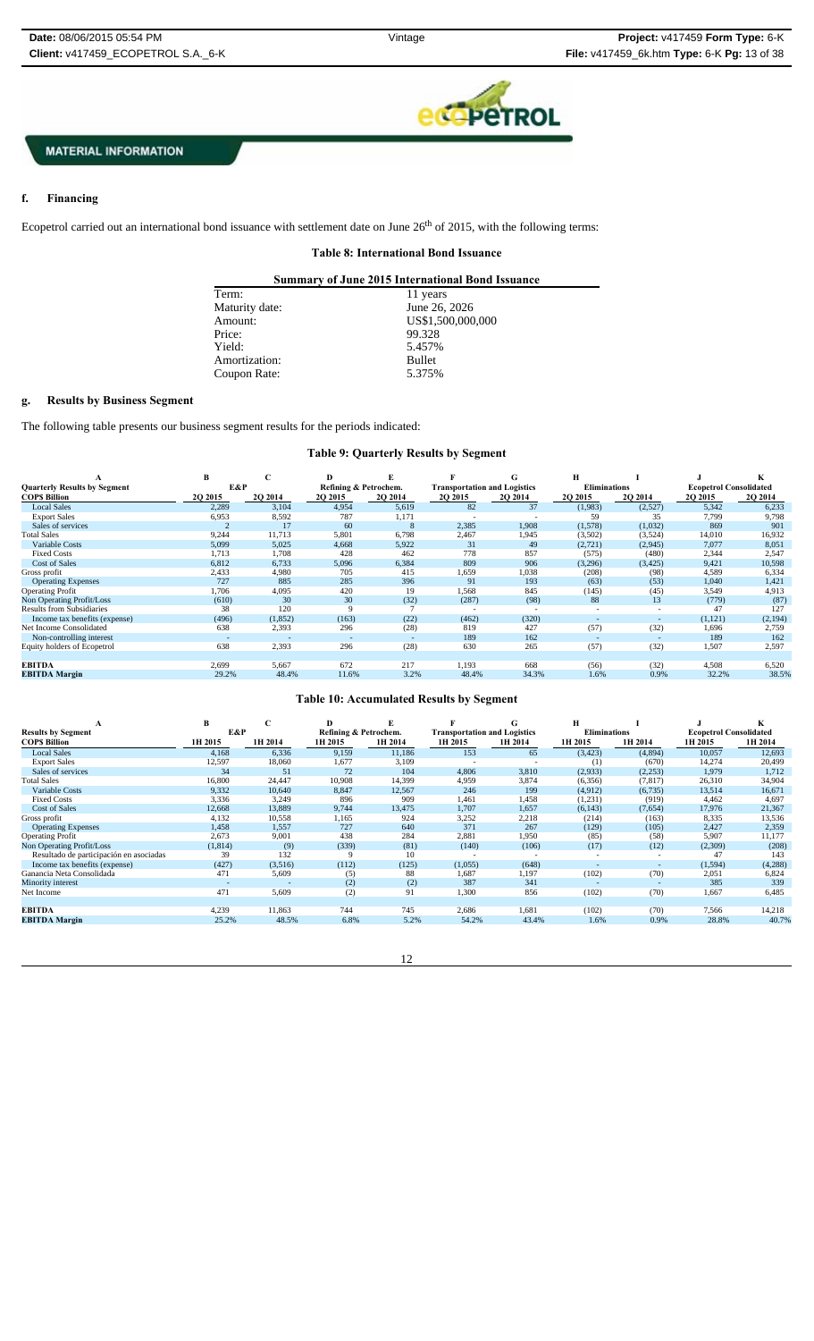## MATERIAL INFORMATION

### f. Financing

Ecopetrol carried out an international bond issuance with settlement date on June 26th of 2015, with the following terms:

**Table 8: International Bond Issuance**

| Summary of June 2015 International Bond Issuance | |
|---|---|
| Term: | 11 years |
| Maturity date: | June 26, 2026 |
| Amount: | US$1,500,000,000 |
| Price: | 99.328 |
| Yield: | 5.457% |
| Amortization: | Bullet |
| Coupon Rate: | 5.375% |

### g. Results by Business Segment

The following table presents our business segment results for the periods indicated:

**Table 9: Quarterly Results by Segment**

| A | B | C | D | E | F | G | H | I | J | K |
|---|---|---|---|---|---|---|---|---|---|---|
| **Quarterly Results by Segment** | E&P | | Refining & Petrochem. | | Transportation and Logistics | | Eliminations | | Ecopetrol Consolidated | |
| **COP$ Billion** | 2Q 2015 | 2Q 2014 | 2Q 2015 | 2Q 2014 | 2Q 2015 | 2Q 2014 | 2Q 2015 | 2Q 2014 | 2Q 2015 | 2Q 2014 |
| Local Sales | 2,289 | 3,104 | 4,954 | 5,619 | 82 | 37 | (1,983) | (2,527) | 5,342 | 6,233 |
| Export Sales | 6,953 | 8,592 | 787 | 1,171 | - | - | 59 | 35 | 7,799 | 9,798 |
| Sales of services | 2 | 17 | 60 | 8 | 2,385 | 1,908 | (1,578) | (1,032) | 869 | 901 |
| Total Sales | 9,244 | 11,713 | 5,801 | 6,798 | 2,467 | 1,945 | (3,502) | (3,524) | 14,010 | 16,932 |
| Variable Costs | 5,099 | 5,025 | 4,668 | 5,922 | 31 | 49 | (2,721) | (2,945) | 7,077 | 8,051 |
| Fixed Costs | 1,713 | 1,708 | 428 | 462 | 778 | 857 | (575) | (480) | 2,344 | 2,547 |
| Cost of Sales | 6,812 | 6,733 | 5,096 | 6,384 | 809 | 906 | (3,296) | (3,425) | 9,421 | 10,598 |
| Gross profit | 2,433 | 4,980 | 705 | 415 | 1,659 | 1,038 | (208) | (98) | 4,589 | 6,334 |
| Operating Expenses | 727 | 885 | 285 | 396 | 91 | 193 | (63) | (53) | 1,040 | 1,421 |
| Operating Profit | 1,706 | 4,095 | 420 | 19 | 1,568 | 845 | (145) | (45) | 3,549 | 4,913 |
| Non Operating Profit/Loss | (610) | 30 | 30 | (32) | (287) | (98) | 88 | 13 | (779) | (87) |
| Results from Subsidiaries | 38 | 120 | 9 | 7 | - | - | - | - | 47 | 127 |
| Income tax benefits (expense) | (496) | (1,852) | (163) | (22) | (462) | (320) | - | - | (1,121) | (2,194) |
| Net Income Consolidated | 638 | 2,393 | 296 | (28) | 819 | 427 | (57) | (32) | 1,696 | 2,759 |
| Non-controlling interest | - | - | - | - | 189 | 162 | - | - | 189 | 162 |
| Equity holders of Ecopetrol | 638 | 2,393 | 296 | (28) | 630 | 265 | (57) | (32) | 1,507 | 2,597 |
| | | | | | | | | | | |
| **EBITDA** | 2,699 | 5,667 | 672 | 217 | 1,193 | 668 | (56) | (32) | 4,508 | 6,520 |
| **EBITDA Margin** | 29.2% | 48.4% | 11.6% | 3.2% | 48.4% | 34.3% | 1.6% | 0.9% | 32.2% | 38.5% |

**Table 10: Accumulated Results by Segment**

| A | B | C | D | E | F | G | H | I | J | K |
|---|---|---|---|---|---|---|---|---|---|---|
| **Results by Segment** | E&P | | Refining & Petrochem. | | Transportation and Logistics | | Eliminations | | Ecopetrol Consolidated | |
| **COP$ Billion** | 1H 2015 | 1H 2014 | 1H 2015 | 1H 2014 | 1H 2015 | 1H 2014 | 1H 2015 | 1H 2014 | 1H 2015 | 1H 2014 |
| Local Sales | 4,168 | 6,336 | 9,159 | 11,186 | 153 | 65 | (3,423) | (4,894) | 10,057 | 12,693 |
| Export Sales | 12,597 | 18,060 | 1,677 | 3,109 | - | - | (1) | (670) | 14,274 | 20,499 |
| Sales of services | 34 | 51 | 72 | 104 | 4,806 | 3,810 | (2,933) | (2,253) | 1,979 | 1,712 |
| Total Sales | 16,800 | 24,447 | 10,908 | 14,399 | 4,959 | 3,874 | (6,356) | (7,817) | 26,310 | 34,904 |
| Variable Costs | 9,332 | 10,640 | 8,847 | 12,567 | 246 | 199 | (4,912) | (6,735) | 13,514 | 16,671 |
| Fixed Costs | 3,336 | 3,249 | 896 | 909 | 1,461 | 1,458 | (1,231) | (919) | 4,462 | 4,697 |
| Cost of Sales | 12,668 | 13,889 | 9,744 | 13,475 | 1,707 | 1,657 | (6,143) | (7,654) | 17,976 | 21,367 |
| Gross profit | 4,132 | 10,558 | 1,165 | 924 | 3,252 | 2,218 | (214) | (163) | 8,335 | 13,536 |
| Operating Expenses | 1,458 | 1,557 | 727 | 640 | 371 | 267 | (129) | (105) | 2,427 | 2,359 |
| Operating Profit | 2,673 | 9,001 | 438 | 284 | 2,881 | 1,950 | (85) | (58) | 5,907 | 11,177 |
| Non Operating Profit/Loss | (1,814) | (9) | (339) | (81) | (140) | (106) | (17) | (12) | (2,309) | (208) |
| Resultado de participación en asociadas | 39 | 132 | 9 | 10 | - | - | - | - | 47 | 143 |
| Income tax benefits (expense) | (427) | (3,516) | (112) | (125) | (1,055) | (648) | - | - | (1,594) | (4,288) |
| Ganancia Neta Consolidada | 471 | 5,609 | (5) | 88 | 1,687 | 1,197 | (102) | (70) | 2,051 | 6,824 |
| Minority interest | - | - | (2) | (2) | 387 | 341 | - | - | 385 | 339 |
| Net Income | 471 | 5,609 | (2) | 91 | 1,300 | 856 | (102) | (70) | 1,667 | 6,485 |
| | | | | | | | | | | |
| **EBITDA** | 4,239 | 11,863 | 744 | 745 | 2,686 | 1,681 | (102) | (70) | 7,566 | 14,218 |
| **EBITDA Margin** | 25.2% | 48.5% | 6.8% | 5.2% | 54.2% | 43.4% | 1.6% | 0.9% | 28.8% | 40.7% |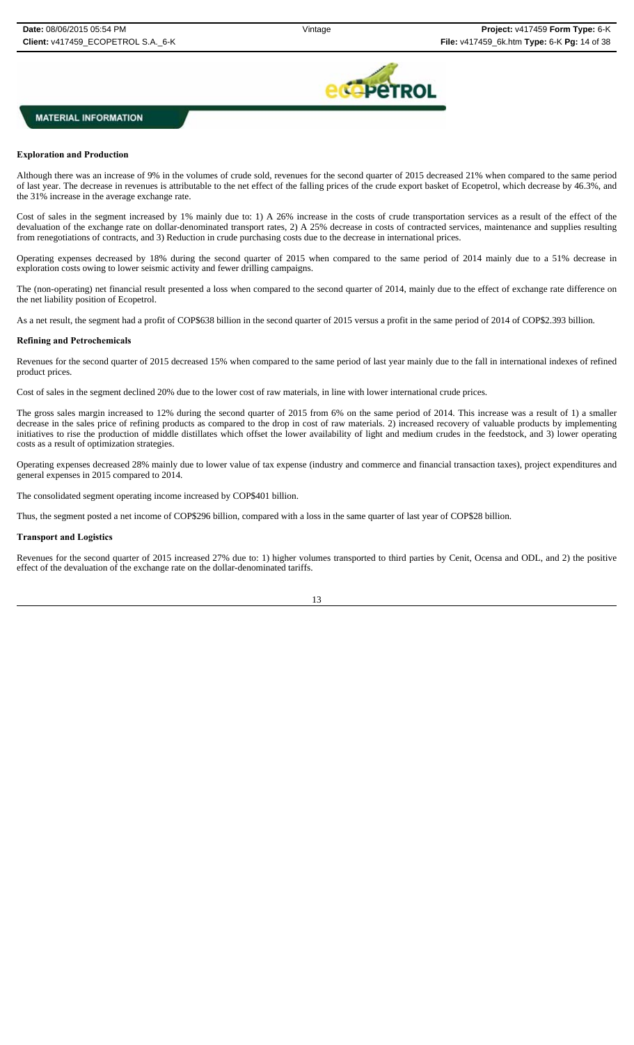**MATERIAL INFORMATION**

**Exploration and Production**

Although there was an increase of 9% in the volumes of crude sold, revenues for the second quarter of 2015 decreased 21% when compared to the same period of last year. The decrease in revenues is attributable to the net effect of the falling prices of the crude export basket of Ecopetrol, which decrease by 46.3%, and the 31% increase in the average exchange rate.

Cost of sales in the segment increased by 1% mainly due to: 1) A 26% increase in the costs of crude transportation services as a result of the effect of the devaluation of the exchange rate on dollar-denominated transport rates, 2) A 25% decrease in costs of contracted services, maintenance and supplies resulting from renegotiations of contracts, and 3) Reduction in crude purchasing costs due to the decrease in international prices.

Operating expenses decreased by 18% during the second quarter of 2015 when compared to the same period of 2014 mainly due to a 51% decrease in exploration costs owing to lower seismic activity and fewer drilling campaigns.

The (non-operating) net financial result presented a loss when compared to the second quarter of 2014, mainly due to the effect of exchange rate difference on the net liability position of Ecopetrol.

As a net result, the segment had a profit of COP$638 billion in the second quarter of 2015 versus a profit in the same period of 2014 of COP$2.393 billion.

**Refining and Petrochemicals**

Revenues for the second quarter of 2015 decreased 15% when compared to the same period of last year mainly due to the fall in international indexes of refined product prices.

Cost of sales in the segment declined 20% due to the lower cost of raw materials, in line with lower international crude prices.

The gross sales margin increased to 12% during the second quarter of 2015 from 6% on the same period of 2014. This increase was a result of 1) a smaller decrease in the sales price of refining products as compared to the drop in cost of raw materials. 2) increased recovery of valuable products by implementing initiatives to rise the production of middle distillates which offset the lower availability of light and medium crudes in the feedstock, and 3) lower operating costs as a result of optimization strategies.

Operating expenses decreased 28% mainly due to lower value of tax expense (industry and commerce and financial transaction taxes), project expenditures and general expenses in 2015 compared to 2014.

The consolidated segment operating income increased by COP$401 billion.

Thus, the segment posted a net income of COP$296 billion, compared with a loss in the same quarter of last year of COP$28 billion.

**Transport and Logistics**

Revenues for the second quarter of 2015 increased 27% due to: 1) higher volumes transported to third parties by Cenit, Ocensa and ODL, and 2) the positive effect of the devaluation of the exchange rate on the dollar-denominated tariffs.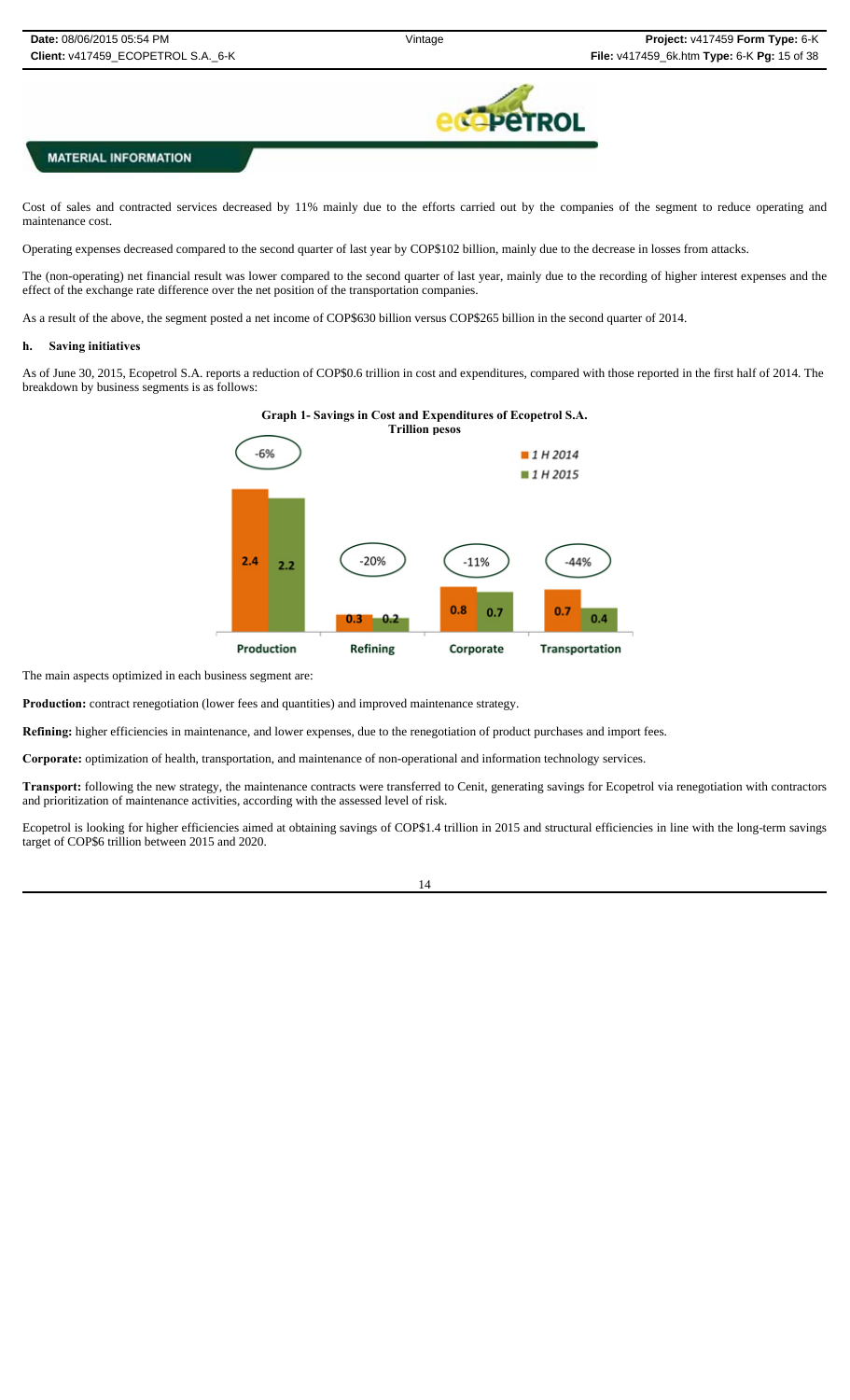**MATERIAL INFORMATION**

Cost of sales and contracted services decreased by 11% mainly due to the efforts carried out by the companies of the segment to reduce operating and maintenance cost.

Operating expenses decreased compared to the second quarter of last year by COP$102 billion, mainly due to the decrease in losses from attacks.

The (non-operating) net financial result was lower compared to the second quarter of last year, mainly due to the recording of higher interest expenses and the effect of the exchange rate difference over the net position of the transportation companies.

As a result of the above, the segment posted a net income of COP$630 billion versus COP$265 billion in the second quarter of 2014.

**h. Saving initiatives**

As of June 30, 2015, Ecopetrol S.A. reports a reduction of COP$0.6 trillion in cost and expenditures, compared with those reported in the first half of 2014. The breakdown by business segments is as follows:

**Graph 1- Savings in Cost and Expenditures of Ecopetrol S.A.**
**Trillion pesos**

| | 1 H 2014 | 1 H 2015 | Change |
|---|---|---|---|
| Production | 2.4 | 2.2 | -6% |
| Refining | 0.3 | 0.2 | -20% |
| Corporate | 0.8 | 0.7 | -11% |
| Transportation | 0.7 | 0.4 | -44% |

The main aspects optimized in each business segment are:

**Production:** contract renegotiation (lower fees and quantities) and improved maintenance strategy.

**Refining:** higher efficiencies in maintenance, and lower expenses, due to the renegotiation of product purchases and import fees.

**Corporate:** optimization of health, transportation, and maintenance of non-operational and information technology services.

**Transport:** following the new strategy, the maintenance contracts were transferred to Cenit, generating savings for Ecopetrol via renegotiation with contractors and prioritization of maintenance activities, according with the assessed level of risk.

Ecopetrol is looking for higher efficiencies aimed at obtaining savings of COP$1.4 trillion in 2015 and structural efficiencies in line with the long-term savings target of COP$6 trillion between 2015 and 2020.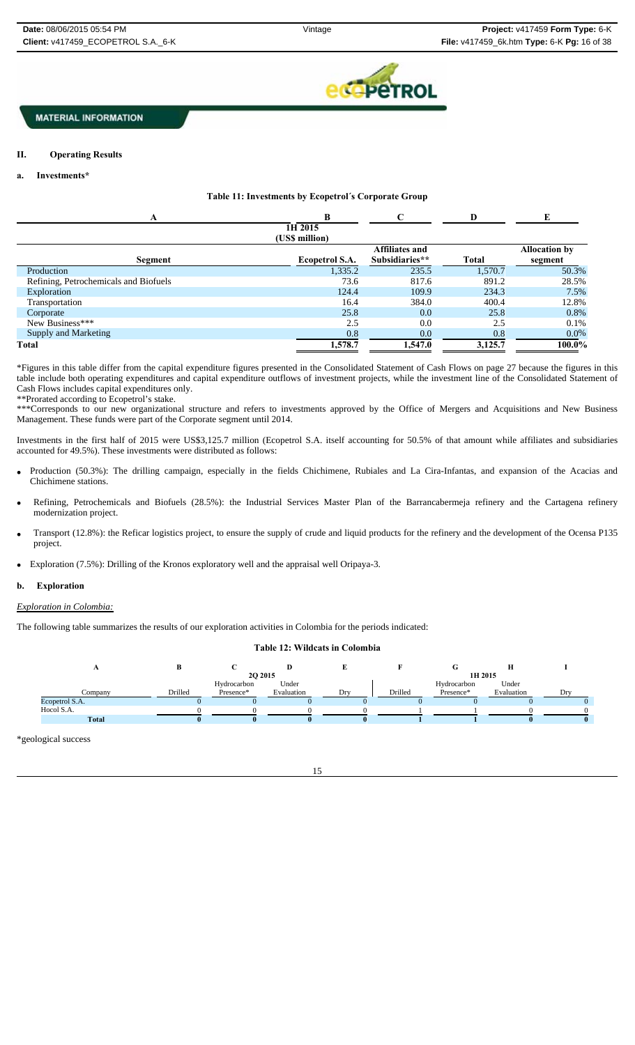**MATERIAL INFORMATION**

## II. Operating Results

### a. Investments*

**Table 11: Investments by Ecopetrol´s Corporate Group**

| A | B | C | D | E |
|---|---|---|---|---|
| | 1H 2015 (US$ million) | | | |
| Segment | Ecopetrol S.A. | Affiliates and Subsidiaries** | Total | Allocation by segment |
| Production | 1,335.2 | 235.5 | 1,570.7 | 50.3% |
| Refining, Petrochemicals and Biofuels | 73.6 | 817.6 | 891.2 | 28.5% |
| Exploration | 124.4 | 109.9 | 234.3 | 7.5% |
| Transportation | 16.4 | 384.0 | 400.4 | 12.8% |
| Corporate | 25.8 | 0.0 | 25.8 | 0.8% |
| New Business*** | 2.5 | 0.0 | 2.5 | 0.1% |
| Supply and Marketing | 0.8 | 0.0 | 0.8 | 0.0% |
| **Total** | **1,578.7** | **1,547.0** | **3,125.7** | **100.0%** |

*Figures in this table differ from the capital expenditure figures presented in the Consolidated Statement of Cash Flows on page 27 because the figures in this table include both operating expenditures and capital expenditure outflows of investment projects, while the investment line of the Consolidated Statement of Cash Flows includes capital expenditures only.

**Prorated according to Ecopetrol's stake.

***Corresponds to our new organizational structure and refers to investments approved by the Office of Mergers and Acquisitions and New Business Management. These funds were part of the Corporate segment until 2014.

Investments in the first half of 2015 were US$3,125.7 million (Ecopetrol S.A. itself accounting for 50.5% of that amount while affiliates and subsidiaries accounted for 49.5%). These investments were distributed as follows:

- Production (50.3%): The drilling campaign, especially in the fields Chichimene, Rubiales and La Cira-Infantas, and expansion of the Acacias and Chichimene stations.
- Refining, Petrochemicals and Biofuels (28.5%): the Industrial Services Master Plan of the Barrancabermeja refinery and the Cartagena refinery modernization project.
- Transport (12.8%): the Reficar logistics project, to ensure the supply of crude and liquid products for the refinery and the development of the Ocensa P135 project.
- Exploration (7.5%): Drilling of the Kronos exploratory well and the appraisal well Oripaya-3.

### b. Exploration

*Exploration in Colombia:*

The following table summarizes the results of our exploration activities in Colombia for the periods indicated:

**Table 12: Wildcats in Colombia**

| A | B | C | D | E | F | G | H | I |
|---|---|---|---|---|---|---|---|---|
| | 2Q 2015 | | | | 1H 2015 | | | |
| Company | Drilled | Hydrocarbon Presence* | Under Evaluation | Dry | Drilled | Hydrocarbon Presence* | Under Evaluation | Dry |
| Ecopetrol S.A. | 0 | 0 | 0 | 0 | 0 | 0 | 0 | 0 |
| Hocol S.A. | 0 | 0 | 0 | 0 | 1 | 1 | 0 | 0 |
| **Total** | **0** | **0** | **0** | **0** | **1** | **1** | **0** | **0** |

*geological success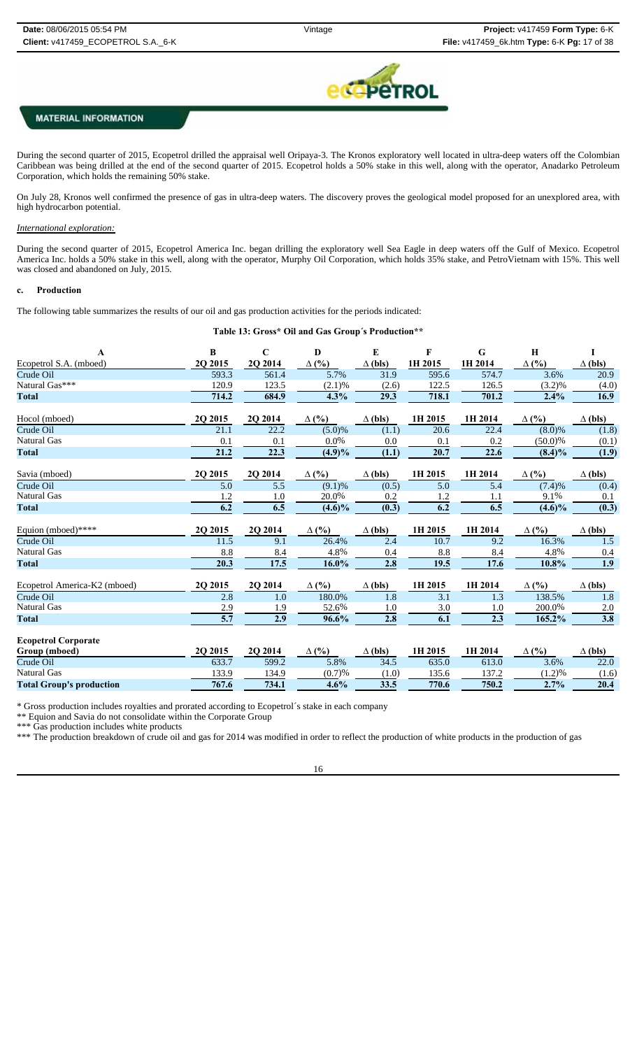**MATERIAL INFORMATION**

During the second quarter of 2015, Ecopetrol drilled the appraisal well Oripaya-3. The Kronos exploratory well located in ultra-deep waters off the Colombian Caribbean was being drilled at the end of the second quarter of 2015. Ecopetrol holds a 50% stake in this well, along with the operator, Anadarko Petroleum Corporation, which holds the remaining 50% stake.

On July 28, Kronos well confirmed the presence of gas in ultra-deep waters. The discovery proves the geological model proposed for an unexplored area, with high hydrocarbon potential.

*International exploration:*

During the second quarter of 2015, Ecopetrol America Inc. began drilling the exploratory well Sea Eagle in deep waters off the Gulf of Mexico. Ecopetrol America Inc. holds a 50% stake in this well, along with the operator, Murphy Oil Corporation, which holds 35% stake, and PetroVietnam with 15%. This well was closed and abandoned on July, 2015.

**c. Production**

The following table summarizes the results of our oil and gas production activities for the periods indicated:

**Table 13: Gross* Oil and Gas Group´s Production****

| A | B | C | D | E | F | G | H | I |
|---|---|---|---|---|---|---|---|---|
| Ecopetrol S.A. (mboed) | 2Q 2015 | 2Q 2014 | Δ (%) | Δ (bls) | 1H 2015 | 1H 2014 | Δ (%) | Δ (bls) |
| Crude Oil | 593.3 | 561.4 | 5.7% | 31.9 | 595.6 | 574.7 | 3.6% | 20.9 |
| Natural Gas*** | 120.9 | 123.5 | (2.1)% | (2.6) | 122.5 | 126.5 | (3.2)% | (4.0) |
| **Total** | **714.2** | **684.9** | **4.3%** | **29.3** | **718.1** | **701.2** | **2.4%** | **16.9** |
| Hocol (mboed) | 2Q 2015 | 2Q 2014 | Δ (%) | Δ (bls) | 1H 2015 | 1H 2014 | Δ (%) | Δ (bls) |
| Crude Oil | 21.1 | 22.2 | (5.0)% | (1.1) | 20.6 | 22.4 | (8.0)% | (1.8) |
| Natural Gas | 0.1 | 0.1 | 0.0% | 0.0 | 0.1 | 0.2 | (50.0)% | (0.1) |
| **Total** | **21.2** | **22.3** | **(4.9)%** | **(1.1)** | **20.7** | **22.6** | **(8.4)%** | **(1.9)** |
| Savia (mboed) | 2Q 2015 | 2Q 2014 | Δ (%) | Δ (bls) | 1H 2015 | 1H 2014 | Δ (%) | Δ (bls) |
| Crude Oil | 5.0 | 5.5 | (9.1)% | (0.5) | 5.0 | 5.4 | (7.4)% | (0.4) |
| Natural Gas | 1.2 | 1.0 | 20.0% | 0.2 | 1.2 | 1.1 | 9.1% | 0.1 |
| **Total** | **6.2** | **6.5** | **(4.6)%** | **(0.3)** | **6.2** | **6.5** | **(4.6)%** | **(0.3)** |
| Equion (mboed)**** | 2Q 2015 | 2Q 2014 | Δ (%) | Δ (bls) | 1H 2015 | 1H 2014 | Δ (%) | Δ (bls) |
| Crude Oil | 11.5 | 9.1 | 26.4% | 2.4 | 10.7 | 9.2 | 16.3% | 1.5 |
| Natural Gas | 8.8 | 8.4 | 4.8% | 0.4 | 8.8 | 8.4 | 4.8% | 0.4 |
| **Total** | **20.3** | **17.5** | **16.0%** | **2.8** | **19.5** | **17.6** | **10.8%** | **1.9** |
| Ecopetrol America-K2 (mboed) | 2Q 2015 | 2Q 2014 | Δ (%) | Δ (bls) | 1H 2015 | 1H 2014 | Δ (%) | Δ (bls) |
| Crude Oil | 2.8 | 1.0 | 180.0% | 1.8 | 3.1 | 1.3 | 138.5% | 1.8 |
| Natural Gas | 2.9 | 1.9 | 52.6% | 1.0 | 3.0 | 1.0 | 200.0% | 2.0 |
| **Total** | **5.7** | **2.9** | **96.6%** | **2.8** | **6.1** | **2.3** | **165.2%** | **3.8** |
| **Ecopetrol Corporate Group (mboed)** | 2Q 2015 | 2Q 2014 | Δ (%) | Δ (bls) | 1H 2015 | 1H 2014 | Δ (%) | Δ (bls) |
| Crude Oil | 633.7 | 599.2 | 5.8% | 34.5 | 635.0 | 613.0 | 3.6% | 22.0 |
| Natural Gas | 133.9 | 134.9 | (0.7)% | (1.0) | 135.6 | 137.2 | (1.2)% | (1.6) |
| **Total Group's production** | **767.6** | **734.1** | **4.6%** | **33.5** | **770.6** | **750.2** | **2.7%** | **20.4** |

\* Gross production includes royalties and prorated according to Ecopetrol´s stake in each company

** Equion and Savia do not consolidate within the Corporate Group

*** Gas production includes white products

*** The production breakdown of crude oil and gas for 2014 was modified in order to reflect the production of white products in the production of gas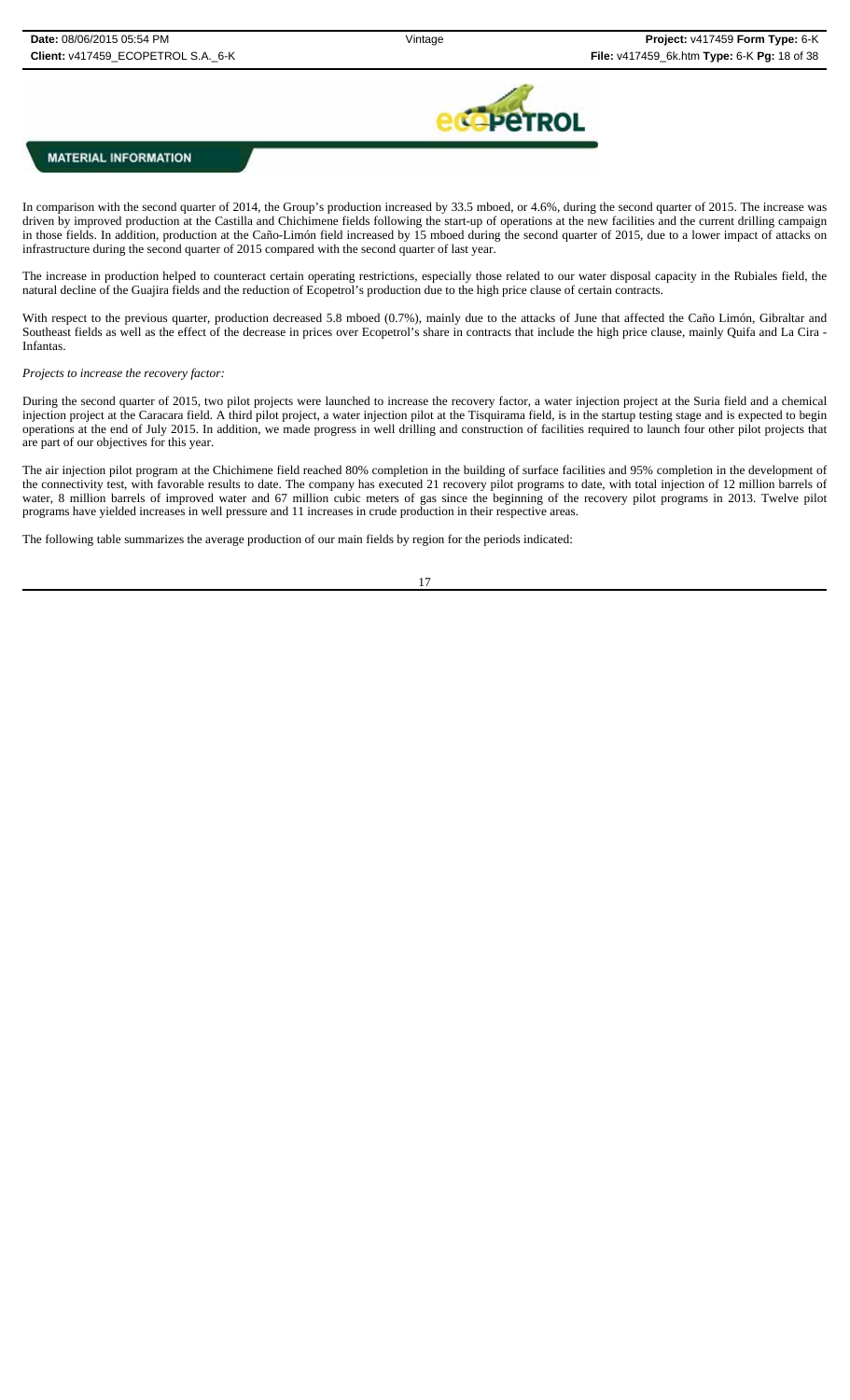**MATERIAL INFORMATION**

In comparison with the second quarter of 2014, the Group's production increased by 33.5 mboed, or 4.6%, during the second quarter of 2015. The increase was driven by improved production at the Castilla and Chichimene fields following the start-up of operations at the new facilities and the current drilling campaign in those fields. In addition, production at the Caño-Limón field increased by 15 mboed during the second quarter of 2015, due to a lower impact of attacks on infrastructure during the second quarter of 2015 compared with the second quarter of last year.

The increase in production helped to counteract certain operating restrictions, especially those related to our water disposal capacity in the Rubiales field, the natural decline of the Guajira fields and the reduction of Ecopetrol's production due to the high price clause of certain contracts.

With respect to the previous quarter, production decreased 5.8 mboed (0.7%), mainly due to the attacks of June that affected the Caño Limón, Gibraltar and Southeast fields as well as the effect of the decrease in prices over Ecopetrol's share in contracts that include the high price clause, mainly Quifa and La Cira - Infantas.

*Projects to increase the recovery factor:*

During the second quarter of 2015, two pilot projects were launched to increase the recovery factor, a water injection project at the Suria field and a chemical injection project at the Caracara field. A third pilot project, a water injection pilot at the Tisquirama field, is in the startup testing stage and is expected to begin operations at the end of July 2015. In addition, we made progress in well drilling and construction of facilities required to launch four other pilot projects that are part of our objectives for this year.

The air injection pilot program at the Chichimene field reached 80% completion in the building of surface facilities and 95% completion in the development of the connectivity test, with favorable results to date. The company has executed 21 recovery pilot programs to date, with total injection of 12 million barrels of water, 8 million barrels of improved water and 67 million cubic meters of gas since the beginning of the recovery pilot programs in 2013. Twelve pilot programs have yielded increases in well pressure and 11 increases in crude production in their respective areas.

The following table summarizes the average production of our main fields by region for the periods indicated: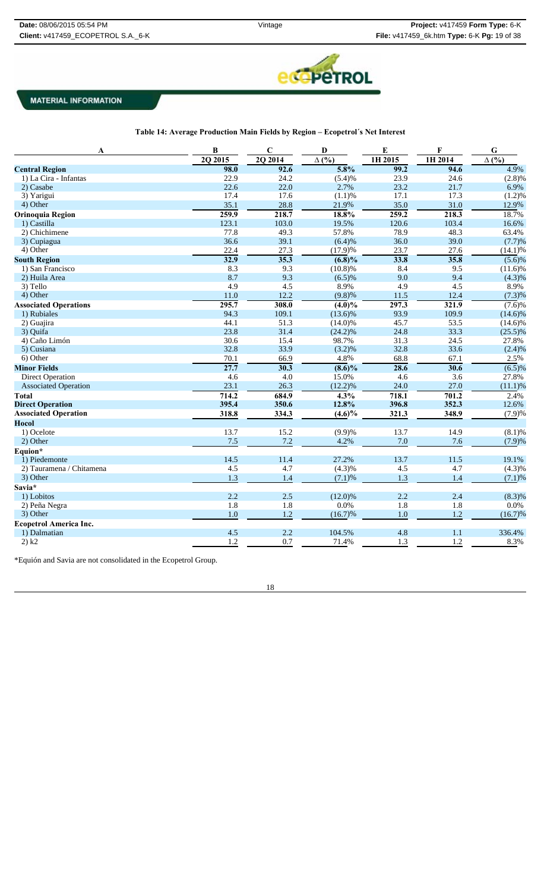MATERIAL INFORMATION

**Table 14: Average Production Main Fields by Region – Ecopetrol´s Net Interest**

| A | B | C | D | E | F | G |
|---|---|---|---|---|---|---|
| | 2Q 2015 | 2Q 2014 | Δ (%) | 1H 2015 | 1H 2014 | Δ (%) |
| **Central Region** | **98.0** | **92.6** | **5.8%** | **99.2** | **94.6** | 4.9% |
| 1) La Cira - Infantas | 22.9 | 24.2 | (5.4)% | 23.9 | 24.6 | (2.8)% |
| 2) Casabe | 22.6 | 22.0 | 2.7% | 23.2 | 21.7 | 6.9% |
| 3) Yarigui | 17.4 | 17.6 | (1.1)% | 17.1 | 17.3 | (1.2)% |
| 4) Other | 35.1 | 28.8 | 21.9% | 35.0 | 31.0 | 12.9% |
| **Orinoquia Region** | **259.9** | **218.7** | **18.8%** | **259.2** | **218.3** | 18.7% |
| 1) Castilla | 123.1 | 103.0 | 19.5% | 120.6 | 103.4 | 16.6% |
| 2) Chichimene | 77.8 | 49.3 | 57.8% | 78.9 | 48.3 | 63.4% |
| 3) Cupiagua | 36.6 | 39.1 | (6.4)% | 36.0 | 39.0 | (7.7)% |
| 4) Other | 22.4 | 27.3 | (17.9)% | 23.7 | 27.6 | (14.1)% |
| **South Region** | **32.9** | **35.3** | **(6.8)%** | **33.8** | **35.8** | (5.6)% |
| 1) San Francisco | 8.3 | 9.3 | (10.8)% | 8.4 | 9.5 | (11.6)% |
| 2) Huila Area | 8.7 | 9.3 | (6.5)% | 9.0 | 9.4 | (4.3)% |
| 3) Tello | 4.9 | 4.5 | 8.9% | 4.9 | 4.5 | 8.9% |
| 4) Other | 11.0 | 12.2 | (9.8)% | 11.5 | 12.4 | (7.3)% |
| **Associated Operations** | **295.7** | **308.0** | **(4.0)%** | **297.3** | **321.9** | (7.6)% |
| 1) Rubiales | 94.3 | 109.1 | (13.6)% | 93.9 | 109.9 | (14.6)% |
| 2) Guajira | 44.1 | 51.3 | (14.0)% | 45.7 | 53.5 | (14.6)% |
| 3) Quifa | 23.8 | 31.4 | (24.2)% | 24.8 | 33.3 | (25.5)% |
| 4) Caño Limón | 30.6 | 15.4 | 98.7% | 31.3 | 24.5 | 27.8% |
| 5) Cusiana | 32.8 | 33.9 | (3.2)% | 32.8 | 33.6 | (2.4)% |
| 6) Other | 70.1 | 66.9 | 4.8% | 68.8 | 67.1 | 2.5% |
| **Minor Fields** | **27.7** | **30.3** | **(8.6)%** | **28.6** | **30.6** | (6.5)% |
| Direct Operation | 4.6 | 4.0 | 15.0% | 4.6 | 3.6 | 27.8% |
| Associated Operation | 23.1 | 26.3 | (12.2)% | 24.0 | 27.0 | (11.1)% |
| **Total** | **714.2** | **684.9** | **4.3%** | **718.1** | **701.2** | 2.4% |
| **Direct Operation** | **395.4** | **350.6** | **12.8%** | **396.8** | **352.3** | 12.6% |
| **Associated Operation** | **318.8** | **334.3** | **(4.6)%** | **321.3** | **348.9** | (7.9)% |
| **Hocol** | | | | | | |
| 1) Ocelote | 13.7 | 15.2 | (9.9)% | 13.7 | 14.9 | (8.1)% |
| 2) Other | 7.5 | 7.2 | 4.2% | 7.0 | 7.6 | (7.9)% |
| **Equion*** | | | | | | |
| 1) Piedemonte | 14.5 | 11.4 | 27.2% | 13.7 | 11.5 | 19.1% |
| 2) Tauramena / Chitamena | 4.5 | 4.7 | (4.3)% | 4.5 | 4.7 | (4.3)% |
| 3) Other | 1.3 | 1.4 | (7.1)% | 1.3 | 1.4 | (7.1)% |
| **Savia*** | | | | | | |
| 1) Lobitos | 2.2 | 2.5 | (12.0)% | 2.2 | 2.4 | (8.3)% |
| 2) Peña Negra | 1.8 | 1.8 | 0.0% | 1.8 | 1.8 | 0.0% |
| 3) Other | 1.0 | 1.2 | (16.7)% | 1.0 | 1.2 | (16.7)% |
| **Ecopetrol America Inc.** | | | | | | |
| 1) Dalmatian | 4.5 | 2.2 | 104.5% | 4.8 | 1.1 | 336.4% |
| 2) k2 | 1.2 | 0.7 | 71.4% | 1.3 | 1.2 | 8.3% |

*Equión and Savia are not consolidated in the Ecopetrol Group.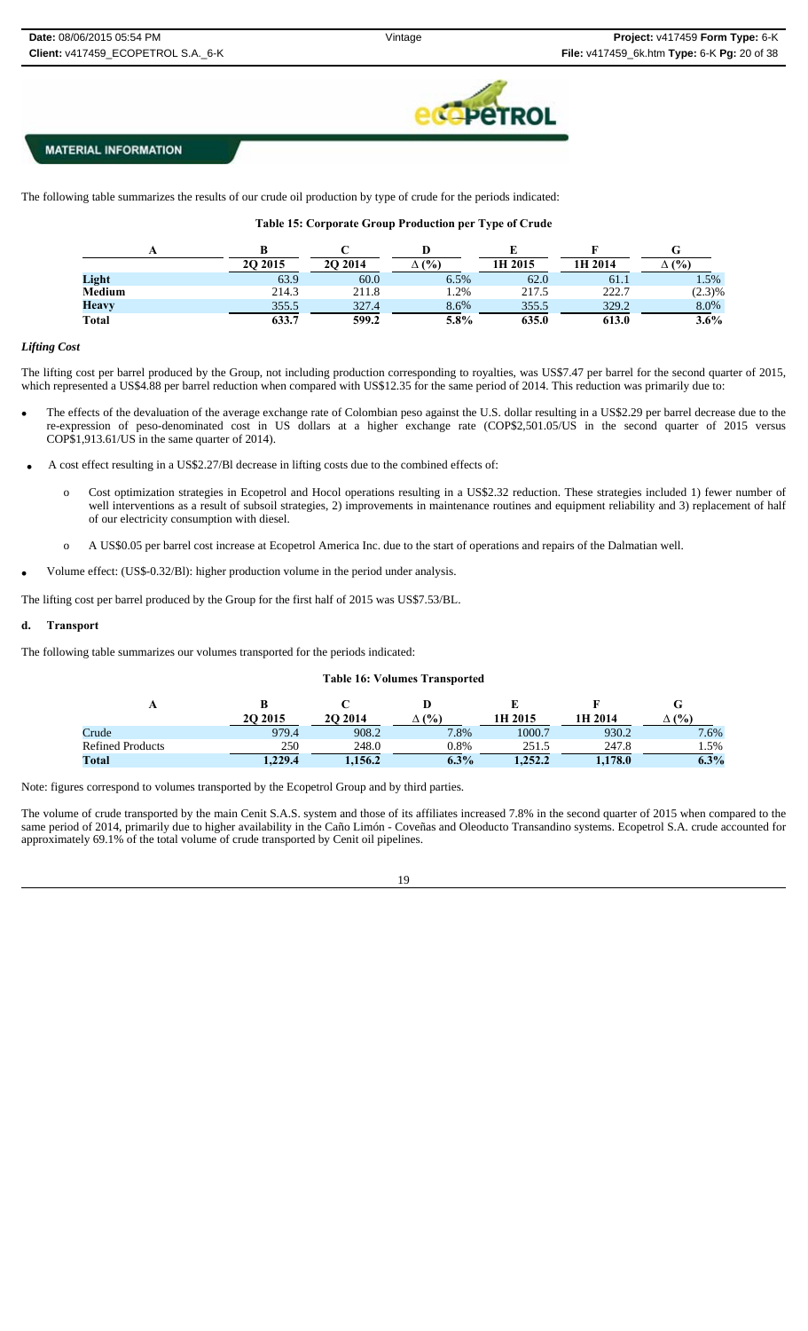The following table summarizes the results of our crude oil production by type of crude for the periods indicated:

**Table 15: Corporate Group Production per Type of Crude**

| A | B | C | D | E | F | G |
|---|---|---|---|---|---|---|
| | 2Q 2015 | 2Q 2014 | Δ (%) | 1H 2015 | 1H 2014 | Δ (%) |
| **Light** | 63.9 | 60.0 | 6.5% | 62.0 | 61.1 | 1.5% |
| **Medium** | 214.3 | 211.8 | 1.2% | 217.5 | 222.7 | (2.3)% |
| **Heavy** | 355.5 | 327.4 | 8.6% | 355.5 | 329.2 | 8.0% |
| **Total** | **633.7** | **599.2** | **5.8%** | **635.0** | **613.0** | **3.6%** |

*Lifting Cost*

The lifting cost per barrel produced by the Group, not including production corresponding to royalties, was US$7.47 per barrel for the second quarter of 2015, which represented a US$4.88 per barrel reduction when compared with US$12.35 for the same period of 2014. This reduction was primarily due to:

- The effects of the devaluation of the average exchange rate of Colombian peso against the U.S. dollar resulting in a US$2.29 per barrel decrease due to the re-expression of peso-denominated cost in US dollars at a higher exchange rate (COP$2,501.05/US in the second quarter of 2015 versus COP$1,913.61/US in the same quarter of 2014).
- A cost effect resulting in a US$2.27/Bl decrease in lifting costs due to the combined effects of:
  - Cost optimization strategies in Ecopetrol and Hocol operations resulting in a US$2.32 reduction. These strategies included 1) fewer number of well interventions as a result of subsoil strategies, 2) improvements in maintenance routines and equipment reliability and 3) replacement of half of our electricity consumption with diesel.
  - A US$0.05 per barrel cost increase at Ecopetrol America Inc. due to the start of operations and repairs of the Dalmatian well.
- Volume effect: (US$-0.32/Bl): higher production volume in the period under analysis.

The lifting cost per barrel produced by the Group for the first half of 2015 was US$7.53/BL.

**d. Transport**

The following table summarizes our volumes transported for the periods indicated:

**Table 16: Volumes Transported**

| A | B | C | D | E | F | G |
|---|---|---|---|---|---|---|
| | 2Q 2015 | 2Q 2014 | Δ (%) | 1H 2015 | 1H 2014 | Δ (%) |
| Crude | 979.4 | 908.2 | 7.8% | 1000.7 | 930.2 | 7.6% |
| Refined Products | 250 | 248.0 | 0.8% | 251.5 | 247.8 | 1.5% |
| **Total** | **1,229.4** | **1,156.2** | **6.3%** | **1,252.2** | **1,178.0** | **6.3%** |

Note: figures correspond to volumes transported by the Ecopetrol Group and by third parties.

The volume of crude transported by the main Cenit S.A.S. system and those of its affiliates increased 7.8% in the second quarter of 2015 when compared to the same period of 2014, primarily due to higher availability in the Caño Limón - Coveñas and Oleoducto Transandino systems. Ecopetrol S.A. crude accounted for approximately 69.1% of the total volume of crude transported by Cenit oil pipelines.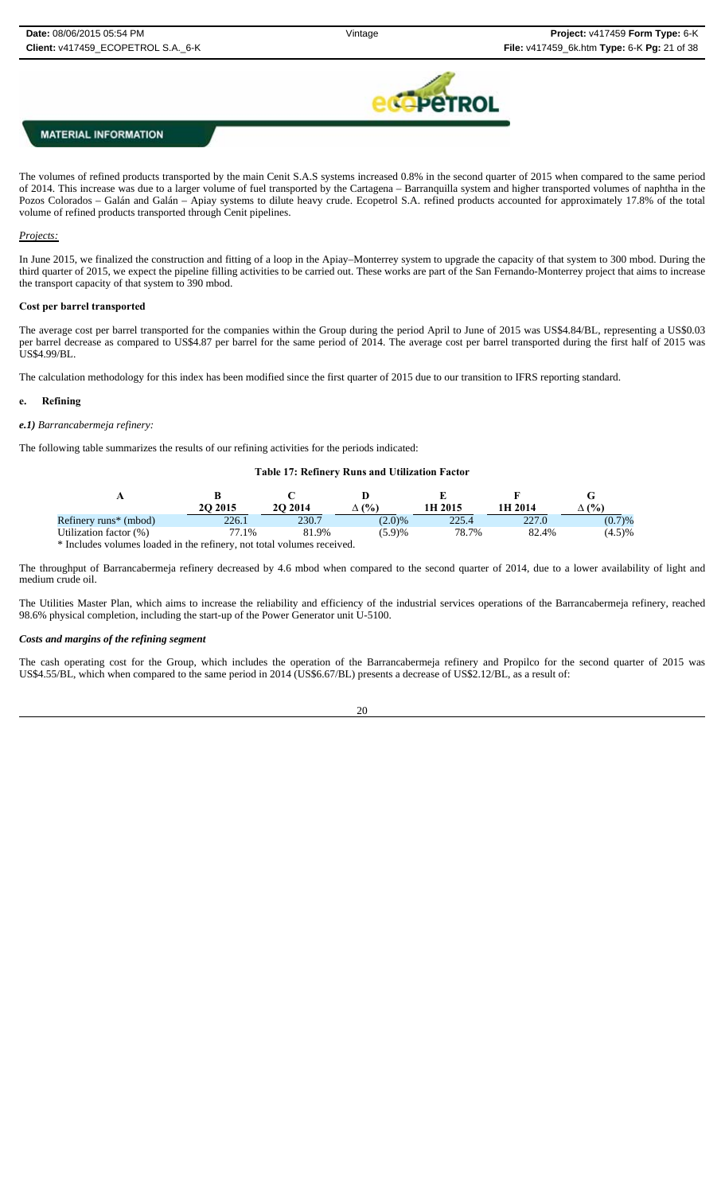**MATERIAL INFORMATION**

The volumes of refined products transported by the main Cenit S.A.S systems increased 0.8% in the second quarter of 2015 when compared to the same period of 2014. This increase was due to a larger volume of fuel transported by the Cartagena – Barranquilla system and higher transported volumes of naphtha in the Pozos Colorados – Galán and Galán – Apiay systems to dilute heavy crude. Ecopetrol S.A. refined products accounted for approximately 17.8% of the total volume of refined products transported through Cenit pipelines.

*Projects:*

In June 2015, we finalized the construction and fitting of a loop in the Apiay–Monterrey system to upgrade the capacity of that system to 300 mbod. During the third quarter of 2015, we expect the pipeline filling activities to be carried out. These works are part of the San Fernando-Monterrey project that aims to increase the transport capacity of that system to 390 mbod.

**Cost per barrel transported**

The average cost per barrel transported for the companies within the Group during the period April to June of 2015 was US$4.84/BL, representing a US$0.03 per barrel decrease as compared to US$4.87 per barrel for the same period of 2014. The average cost per barrel transported during the first half of 2015 was US$4.99/BL.

The calculation methodology for this index has been modified since the first quarter of 2015 due to our transition to IFRS reporting standard.

**e. Refining**

***e.1)*** *Barrancabermeja refinery:*

The following table summarizes the results of our refining activities for the periods indicated:

**Table 17: Refinery Runs and Utilization Factor**

| A | B<br>2Q 2015 | C<br>2Q 2014 | D<br>Δ (%) | E<br>1H 2015 | F<br>1H 2014 | G<br>Δ (%) |
|---|---|---|---|---|---|---|
| Refinery runs* (mbod) | 226.1 | 230.7 | (2.0)% | 225.4 | 227.0 | (0.7)% |
| Utilization factor (%) | 77.1% | 81.9% | (5.9)% | 78.7% | 82.4% | (4.5)% |

\* Includes volumes loaded in the refinery, not total volumes received.

The throughput of Barrancabermeja refinery decreased by 4.6 mbod when compared to the second quarter of 2014, due to a lower availability of light and medium crude oil.

The Utilities Master Plan, which aims to increase the reliability and efficiency of the industrial services operations of the Barrancabermeja refinery, reached 98.6% physical completion, including the start-up of the Power Generator unit U-5100.

***Costs and margins of the refining segment***

The cash operating cost for the Group, which includes the operation of the Barrancabermeja refinery and Propilco for the second quarter of 2015 was US$4.55/BL, which when compared to the same period in 2014 (US$6.67/BL) presents a decrease of US$2.12/BL, as a result of: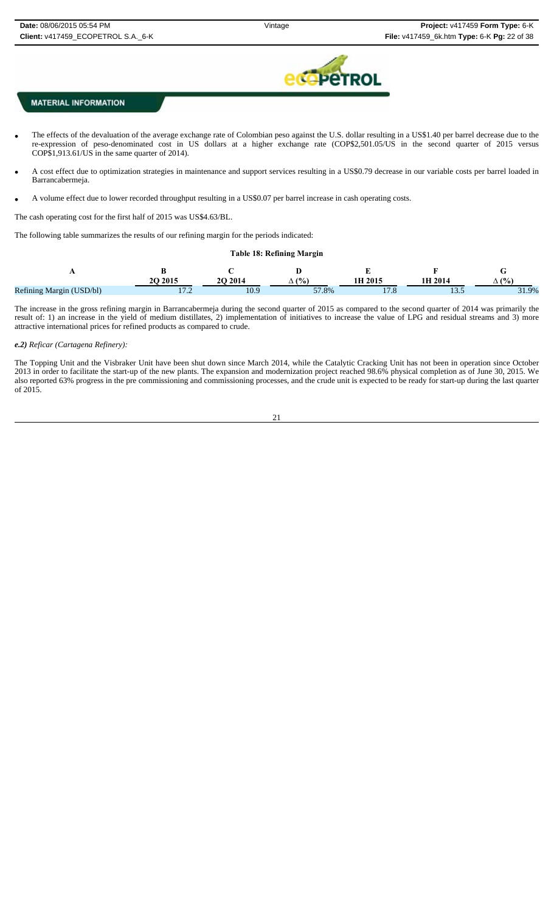**MATERIAL INFORMATION**

- The effects of the devaluation of the average exchange rate of Colombian peso against the U.S. dollar resulting in a US$1.40 per barrel decrease due to the re-expression of peso-denominated cost in US dollars at a higher exchange rate (COP$2,501.05/US in the second quarter of 2015 versus COP$1,913.61/US in the same quarter of 2014).
- A cost effect due to optimization strategies in maintenance and support services resulting in a US$0.79 decrease in our variable costs per barrel loaded in Barrancabermeja.
- A volume effect due to lower recorded throughput resulting in a US$0.07 per barrel increase in cash operating costs.

The cash operating cost for the first half of 2015 was US$4.63/BL.

The following table summarizes the results of our refining margin for the periods indicated:

**Table 18: Refining Margin**

| A | B | C | D | E | F | G |
|---|---|---|---|---|---|---|
| | **2Q 2015** | **2Q 2014** | **Δ (%)** | **1H 2015** | **1H 2014** | **Δ (%)** |
| Refining Margin (USD/bl) | 17.2 | 10.9 | 57.8% | 17.8 | 13.5 | 31.9% |

The increase in the gross refining margin in Barrancabermeja during the second quarter of 2015 as compared to the second quarter of 2014 was primarily the result of: 1) an increase in the yield of medium distillates, 2) implementation of initiatives to increase the value of LPG and residual streams and 3) more attractive international prices for refined products as compared to crude.

***e.2)*** *Reficar (Cartagena Refinery):*

The Topping Unit and the Visbraker Unit have been shut down since March 2014, while the Catalytic Cracking Unit has not been in operation since October 2013 in order to facilitate the start-up of the new plants. The expansion and modernization project reached 98.6% physical completion as of June 30, 2015. We also reported 63% progress in the pre commissioning and commissioning processes, and the crude unit is expected to be ready for start-up during the last quarter of 2015.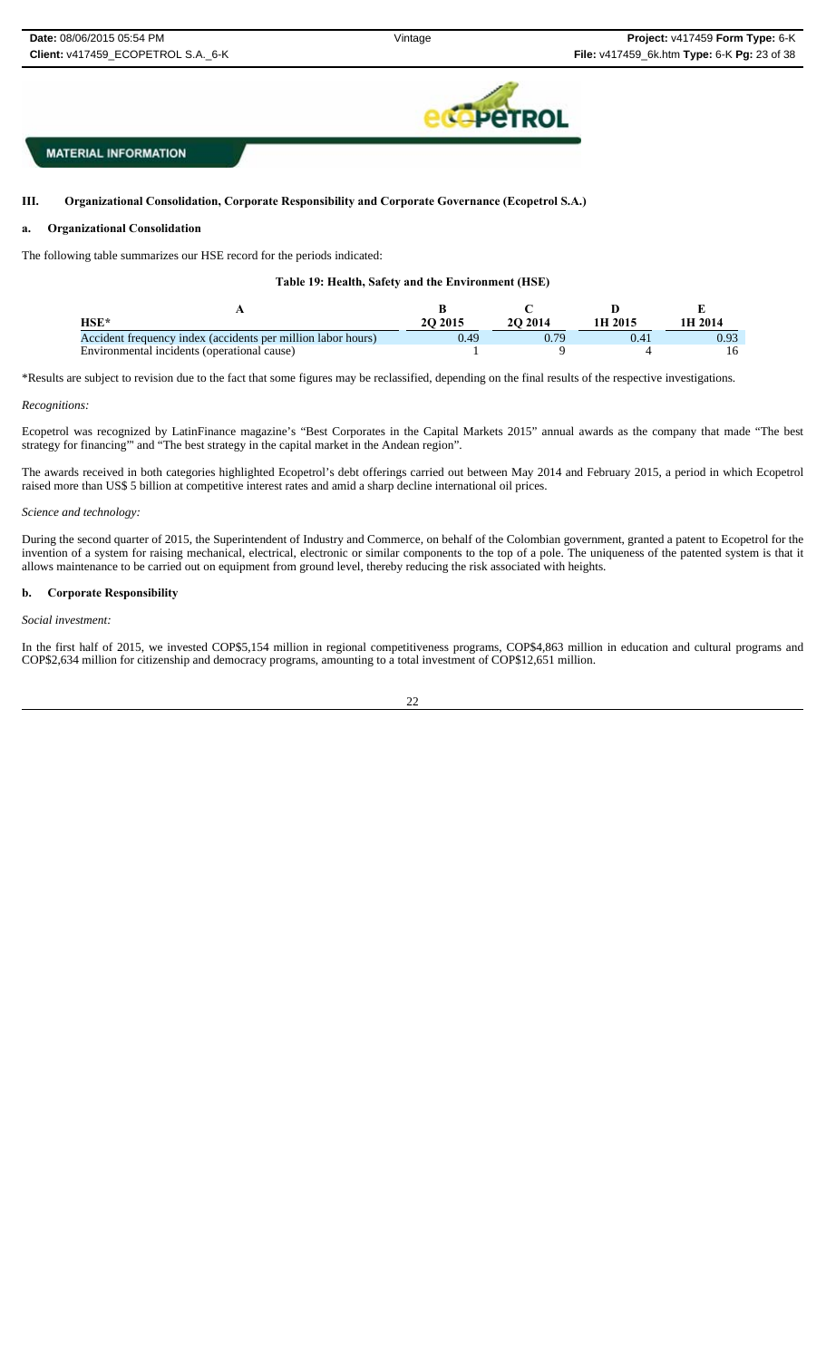**MATERIAL INFORMATION**

## III. Organizational Consolidation, Corporate Responsibility and Corporate Governance (Ecopetrol S.A.)

### a. Organizational Consolidation

The following table summarizes our HSE record for the periods indicated:

**Table 19: Health, Safety and the Environment (HSE)**

| A | B | C | D | E |
|---|---|---|---|---|
| **HSE*** | **2Q 2015** | **2Q 2014** | **1H 2015** | **1H 2014** |
| Accident frequency index (accidents per million labor hours) | 0.49 | 0.79 | 0.41 | 0.93 |
| Environmental incidents (operational cause) | 1 | 9 | 4 | 16 |

*Results are subject to revision due to the fact that some figures may be reclassified, depending on the final results of the respective investigations.

*Recognitions:*

Ecopetrol was recognized by LatinFinance magazine's "Best Corporates in the Capital Markets 2015" annual awards as the company that made "The best strategy for financing"' and "The best strategy in the capital market in the Andean region".

The awards received in both categories highlighted Ecopetrol's debt offerings carried out between May 2014 and February 2015, a period in which Ecopetrol raised more than US$ 5 billion at competitive interest rates and amid a sharp decline international oil prices.

*Science and technology:*

During the second quarter of 2015, the Superintendent of Industry and Commerce, on behalf of the Colombian government, granted a patent to Ecopetrol for the invention of a system for raising mechanical, electrical, electronic or similar components to the top of a pole. The uniqueness of the patented system is that it allows maintenance to be carried out on equipment from ground level, thereby reducing the risk associated with heights.

### b. Corporate Responsibility

*Social investment:*

In the first half of 2015, we invested COP$5,154 million in regional competitiveness programs, COP$4,863 million in education and cultural programs and COP$2,634 million for citizenship and democracy programs, amounting to a total investment of COP$12,651 million.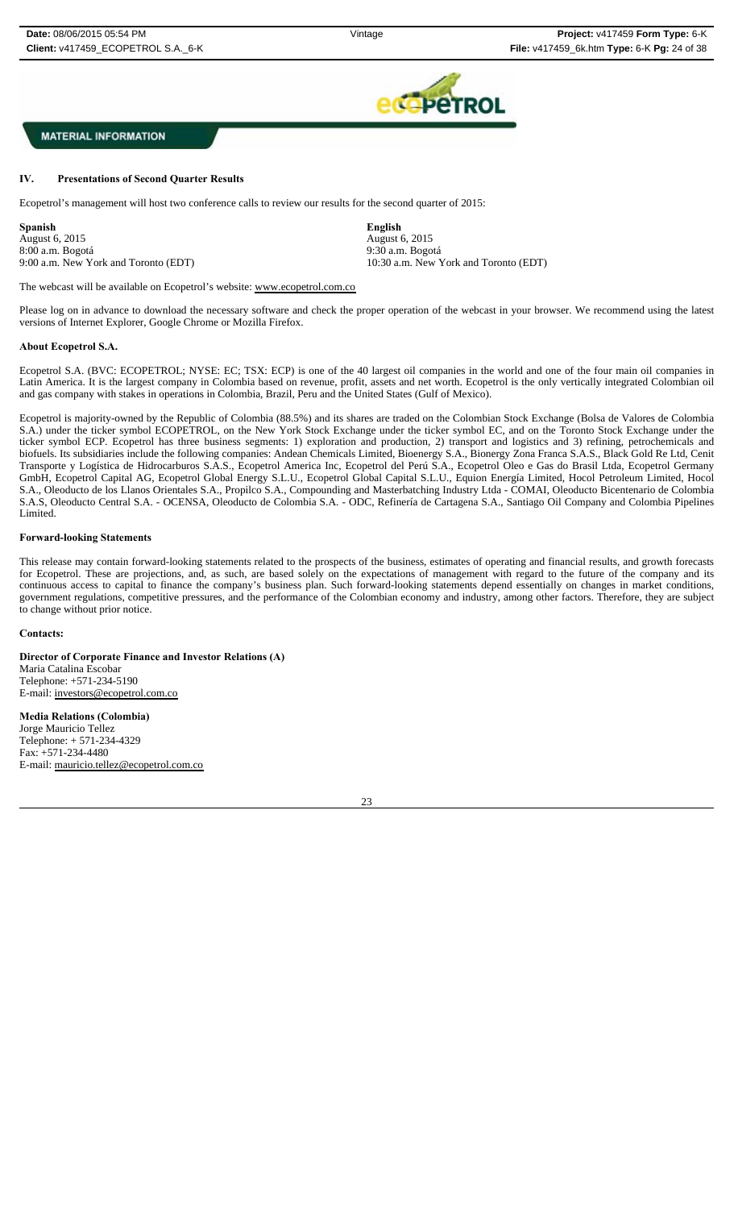**MATERIAL INFORMATION**

## IV. Presentations of Second Quarter Results

Ecopetrol's management will host two conference calls to review our results for the second quarter of 2015:

| **Spanish** | **English** |
|---|---|
| August 6, 2015 | August 6, 2015 |
| 8:00 a.m. Bogotá | 9:30 a.m. Bogotá |
| 9:00 a.m. New York and Toronto (EDT) | 10:30 a.m. New York and Toronto (EDT) |

The webcast will be available on Ecopetrol's website: www.ecopetrol.com.co

Please log on in advance to download the necessary software and check the proper operation of the webcast in your browser. We recommend using the latest versions of Internet Explorer, Google Chrome or Mozilla Firefox.

### About Ecopetrol S.A.

Ecopetrol S.A. (BVC: ECOPETROL; NYSE: EC; TSX: ECP) is one of the 40 largest oil companies in the world and one of the four main oil companies in Latin America. It is the largest company in Colombia based on revenue, profit, assets and net worth. Ecopetrol is the only vertically integrated Colombian oil and gas company with stakes in operations in Colombia, Brazil, Peru and the United States (Gulf of Mexico).

Ecopetrol is majority-owned by the Republic of Colombia (88.5%) and its shares are traded on the Colombian Stock Exchange (Bolsa de Valores de Colombia S.A.) under the ticker symbol ECOPETROL, on the New York Stock Exchange under the ticker symbol EC, and on the Toronto Stock Exchange under the ticker symbol ECP. Ecopetrol has three business segments: 1) exploration and production, 2) transport and logistics and 3) refining, petrochemicals and biofuels. Its subsidiaries include the following companies: Andean Chemicals Limited, Bioenergy S.A., Bionergy Zona Franca S.A.S., Black Gold Re Ltd, Cenit Transporte y Logística de Hidrocarburos S.A.S., Ecopetrol America Inc, Ecopetrol del Perú S.A., Ecopetrol Oleo e Gas do Brasil Ltda, Ecopetrol Germany GmbH, Ecopetrol Capital AG, Ecopetrol Global Energy S.L.U., Ecopetrol Global Capital S.L.U., Equion Energía Limited, Hocol Petroleum Limited, Hocol S.A., Oleoducto de los Llanos Orientales S.A., Propilco S.A., Compounding and Masterbatching Industry Ltda - COMAI, Oleoducto Bicentenario de Colombia S.A.S, Oleoducto Central S.A. - OCENSA, Oleoducto de Colombia S.A. - ODC, Refinería de Cartagena S.A., Santiago Oil Company and Colombia Pipelines Limited.

### Forward-looking Statements

This release may contain forward-looking statements related to the prospects of the business, estimates of operating and financial results, and growth forecasts for Ecopetrol. These are projections, and, as such, are based solely on the expectations of management with regard to the future of the company and its continuous access to capital to finance the company's business plan. Such forward-looking statements depend essentially on changes in market conditions, government regulations, competitive pressures, and the performance of the Colombian economy and industry, among other factors. Therefore, they are subject to change without prior notice.

### Contacts:

**Director of Corporate Finance and Investor Relations (A)**
Maria Catalina Escobar
Telephone: +571-234-5190
E-mail: investors@ecopetrol.com.co

**Media Relations (Colombia)**
Jorge Mauricio Tellez
Telephone: + 571-234-4329
Fax: +571-234-4480
E-mail: mauricio.tellez@ecopetrol.com.co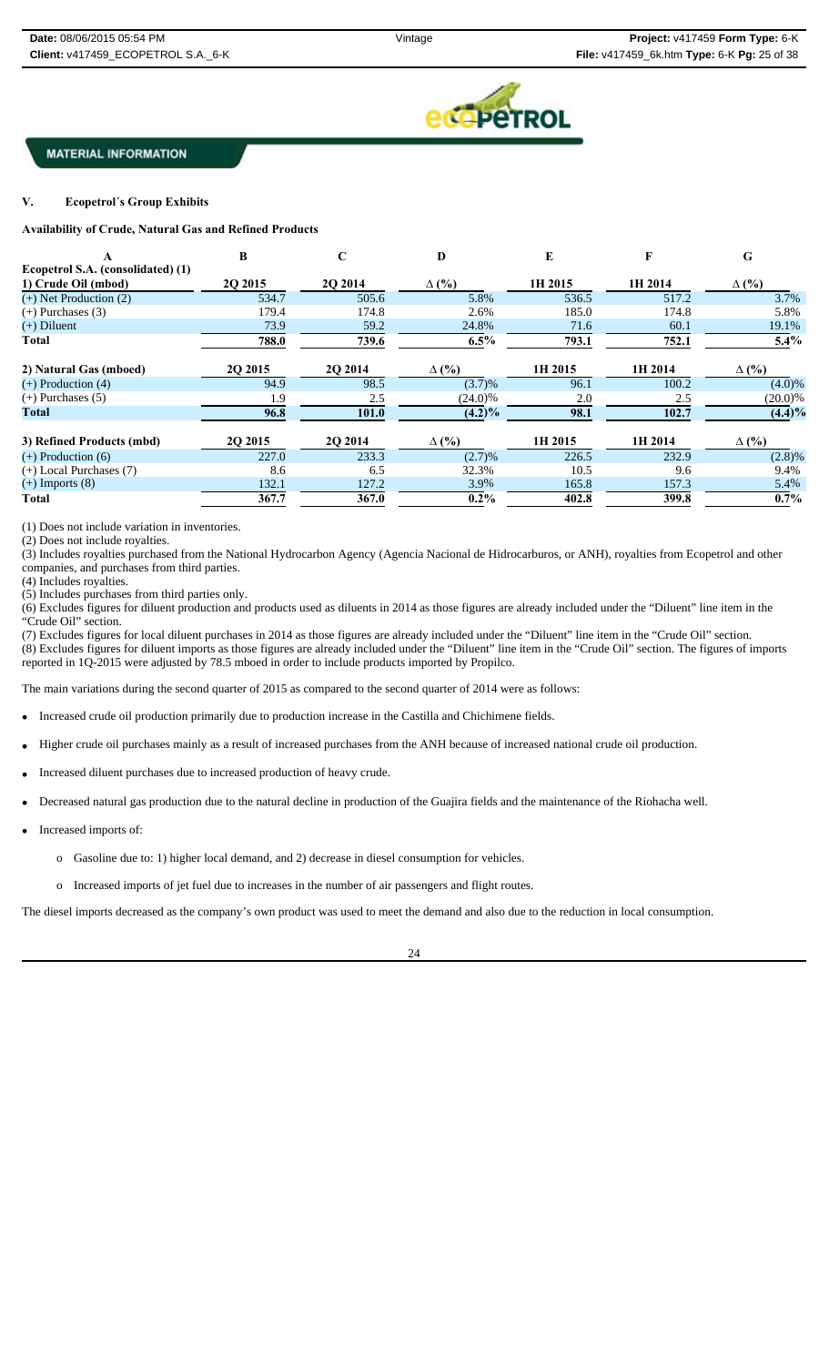**MATERIAL INFORMATION**

## V. Ecopetrol´s Group Exhibits

**Availability of Crude, Natural Gas and Refined Products**

| A | B | C | D | E | F | G |
|---|---|---|---|---|---|---|
| **Ecopetrol S.A. (consolidated) (1)** | | | | | | |
| **1) Crude Oil (mbod)** | **2Q 2015** | **2Q 2014** | **Δ (%)** | **1H 2015** | **1H 2014** | **Δ (%)** |
| (+) Net Production (2) | 534.7 | 505.6 | 5.8% | 536.5 | 517.2 | 3.7% |
| (+) Purchases (3) | 179.4 | 174.8 | 2.6% | 185.0 | 174.8 | 5.8% |
| (+) Diluent | 73.9 | 59.2 | 24.8% | 71.6 | 60.1 | 19.1% |
| **Total** | **788.0** | **739.6** | **6.5%** | **793.1** | **752.1** | **5.4%** |
| **2) Natural Gas (mboed)** | **2Q 2015** | **2Q 2014** | **Δ (%)** | **1H 2015** | **1H 2014** | **Δ (%)** |
| (+) Production (4) | 94.9 | 98.5 | (3.7)% | 96.1 | 100.2 | (4.0)% |
| (+) Purchases (5) | 1.9 | 2.5 | (24.0)% | 2.0 | 2.5 | (20.0)% |
| **Total** | **96.8** | **101.0** | **(4.2)%** | **98.1** | **102.7** | **(4.4)%** |
| **3) Refined Products (mbd)** | **2Q 2015** | **2Q 2014** | **Δ (%)** | **1H 2015** | **1H 2014** | **Δ (%)** |
| (+) Production (6) | 227.0 | 233.3 | (2.7)% | 226.5 | 232.9 | (2.8)% |
| (+) Local Purchases (7) | 8.6 | 6.5 | 32.3% | 10.5 | 9.6 | 9.4% |
| (+) Imports (8) | 132.1 | 127.2 | 3.9% | 165.8 | 157.3 | 5.4% |
| **Total** | **367.7** | **367.0** | **0.2%** | **402.8** | **399.8** | **0.7%** |

(1) Does not include variation in inventories.
(2) Does not include royalties.
(3) Includes royalties purchased from the National Hydrocarbon Agency (Agencia Nacional de Hidrocarburos, or ANH), royalties from Ecopetrol and other companies, and purchases from third parties.
(4) Includes royalties.
(5) Includes purchases from third parties only.
(6) Excludes figures for diluent production and products used as diluents in 2014 as those figures are already included under the "Diluent" line item in the "Crude Oil" section.
(7) Excludes figures for local diluent purchases in 2014 as those figures are already included under the "Diluent" line item in the "Crude Oil" section.
(8) Excludes figures for diluent imports as those figures are already included under the "Diluent" line item in the "Crude Oil" section. The figures of imports reported in 1Q-2015 were adjusted by 78.5 mboed in order to include products imported by Propilco.

The main variations during the second quarter of 2015 as compared to the second quarter of 2014 were as follows:

- Increased crude oil production primarily due to production increase in the Castilla and Chichimene fields.
- Higher crude oil purchases mainly as a result of increased purchases from the ANH because of increased national crude oil production.
- Increased diluent purchases due to increased production of heavy crude.
- Decreased natural gas production due to the natural decline in production of the Guajira fields and the maintenance of the Riohacha well.
- Increased imports of:
  - Gasoline due to: 1) higher local demand, and 2) decrease in diesel consumption for vehicles.
  - Increased imports of jet fuel due to increases in the number of air passengers and flight routes.

The diesel imports decreased as the company's own product was used to meet the demand and also due to the reduction in local consumption.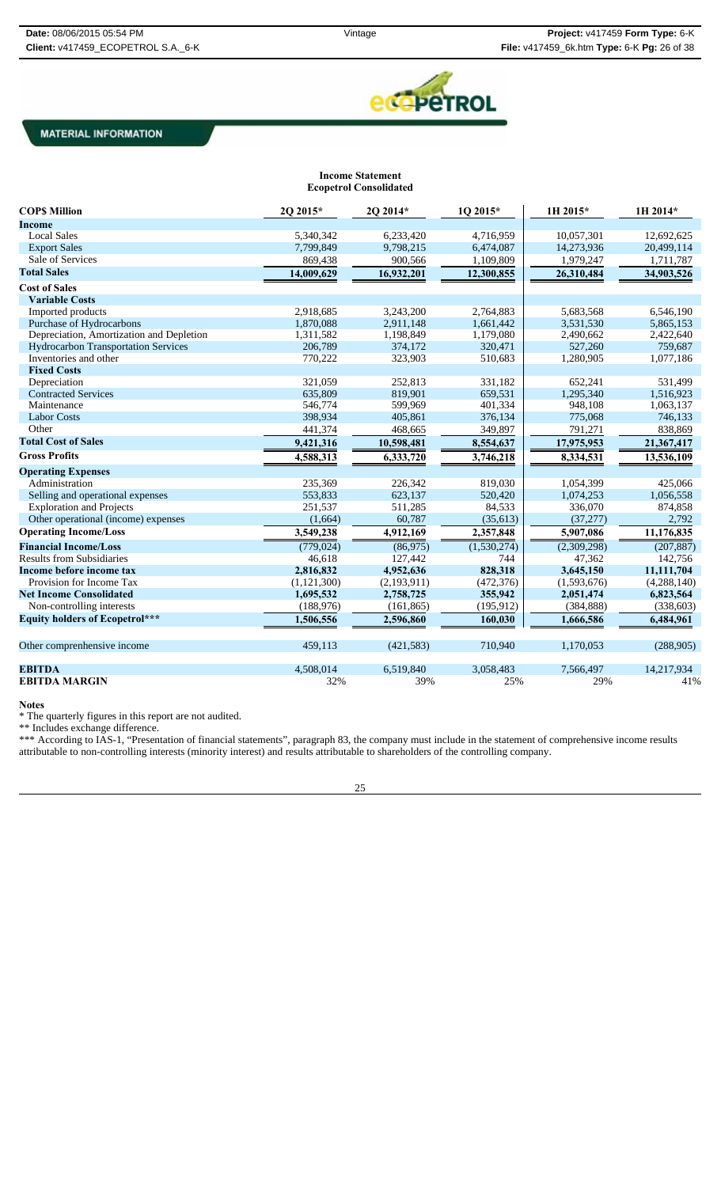MATERIAL INFORMATION

**Income Statement**
**Ecopetrol Consolidated**

| COP$ Million | 2Q 2015* | 2Q 2014* | 1Q 2015* | 1H 2015* | 1H 2014* |
|---|---|---|---|---|---|
| **Income** | | | | | |
| Local Sales | 5,340,342 | 6,233,420 | 4,716,959 | 10,057,301 | 12,692,625 |
| Export Sales | 7,799,849 | 9,798,215 | 6,474,087 | 14,273,936 | 20,499,114 |
| Sale of Services | 869,438 | 900,566 | 1,109,809 | 1,979,247 | 1,711,787 |
| **Total Sales** | **14,009,629** | **16,932,201** | **12,300,855** | **26,310,484** | **34,903,526** |
| **Cost of Sales** | | | | | |
| **Variable Costs** | | | | | |
| Imported products | 2,918,685 | 3,243,200 | 2,764,883 | 5,683,568 | 6,546,190 |
| Purchase of Hydrocarbons | 1,870,088 | 2,911,148 | 1,661,442 | 3,531,530 | 5,865,153 |
| Depreciation, Amortization and Depletion | 1,311,582 | 1,198,849 | 1,179,080 | 2,490,662 | 2,422,640 |
| Hydrocarbon Transportation Services | 206,789 | 374,172 | 320,471 | 527,260 | 759,687 |
| Inventories and other | 770,222 | 323,903 | 510,683 | 1,280,905 | 1,077,186 |
| **Fixed Costs** | | | | | |
| Depreciation | 321,059 | 252,813 | 331,182 | 652,241 | 531,499 |
| Contracted Services | 635,809 | 819,901 | 659,531 | 1,295,340 | 1,516,923 |
| Maintenance | 546,774 | 599,969 | 401,334 | 948,108 | 1,063,137 |
| Labor Costs | 398,934 | 405,861 | 376,134 | 775,068 | 746,133 |
| Other | 441,374 | 468,665 | 349,897 | 791,271 | 838,869 |
| **Total Cost of Sales** | **9,421,316** | **10,598,481** | **8,554,637** | **17,975,953** | **21,367,417** |
| **Gross Profits** | **4,588,313** | **6,333,720** | **3,746,218** | **8,334,531** | **13,536,109** |
| **Operating Expenses** | | | | | |
| Administration | 235,369 | 226,342 | 819,030 | 1,054,399 | 425,066 |
| Selling and operational expenses | 553,833 | 623,137 | 520,420 | 1,074,253 | 1,056,558 |
| Exploration and Projects | 251,537 | 511,285 | 84,533 | 336,070 | 874,858 |
| Other operational (income) expenses | (1,664) | 60,787 | (35,613) | (37,277) | 2,792 |
| **Operating Income/Loss** | **3,549,238** | **4,912,169** | **2,357,848** | **5,907,086** | **11,176,835** |
| **Financial Income/Loss** | (779,024) | (86,975) | (1,530,274) | (2,309,298) | (207,887) |
| Results from Subsidiaries | 46,618 | 127,442 | 744 | 47,362 | 142,756 |
| **Income before income tax** | **2,816,832** | **4,952,636** | **828,318** | **3,645,150** | **11,111,704** |
| Provision for Income Tax | (1,121,300) | (2,193,911) | (472,376) | (1,593,676) | (4,288,140) |
| **Net Income Consolidated** | **1,695,532** | **2,758,725** | **355,942** | **2,051,474** | **6,823,564** |
| Non-controlling interests | (188,976) | (161,865) | (195,912) | (384,888) | (338,603) |
| **Equity holders of Ecopetrol\*\*\*** | **1,506,556** | **2,596,860** | **160,030** | **1,666,586** | **6,484,961** |
| Other comprenhensive income | 459,113 | (421,583) | 710,940 | 1,170,053 | (288,905) |
| **EBITDA** | 4,508,014 | 6,519,840 | 3,058,483 | 7,566,497 | 14,217,934 |
| **EBITDA MARGIN** | 32% | 39% | 25% | 29% | 41% |

**Notes**

* The quarterly figures in this report are not audited.

** Includes exchange difference.

*** According to IAS-1, "Presentation of financial statements", paragraph 83, the company must include in the statement of comprehensive income results attributable to non-controlling interests (minority interest) and results attributable to shareholders of the controlling company.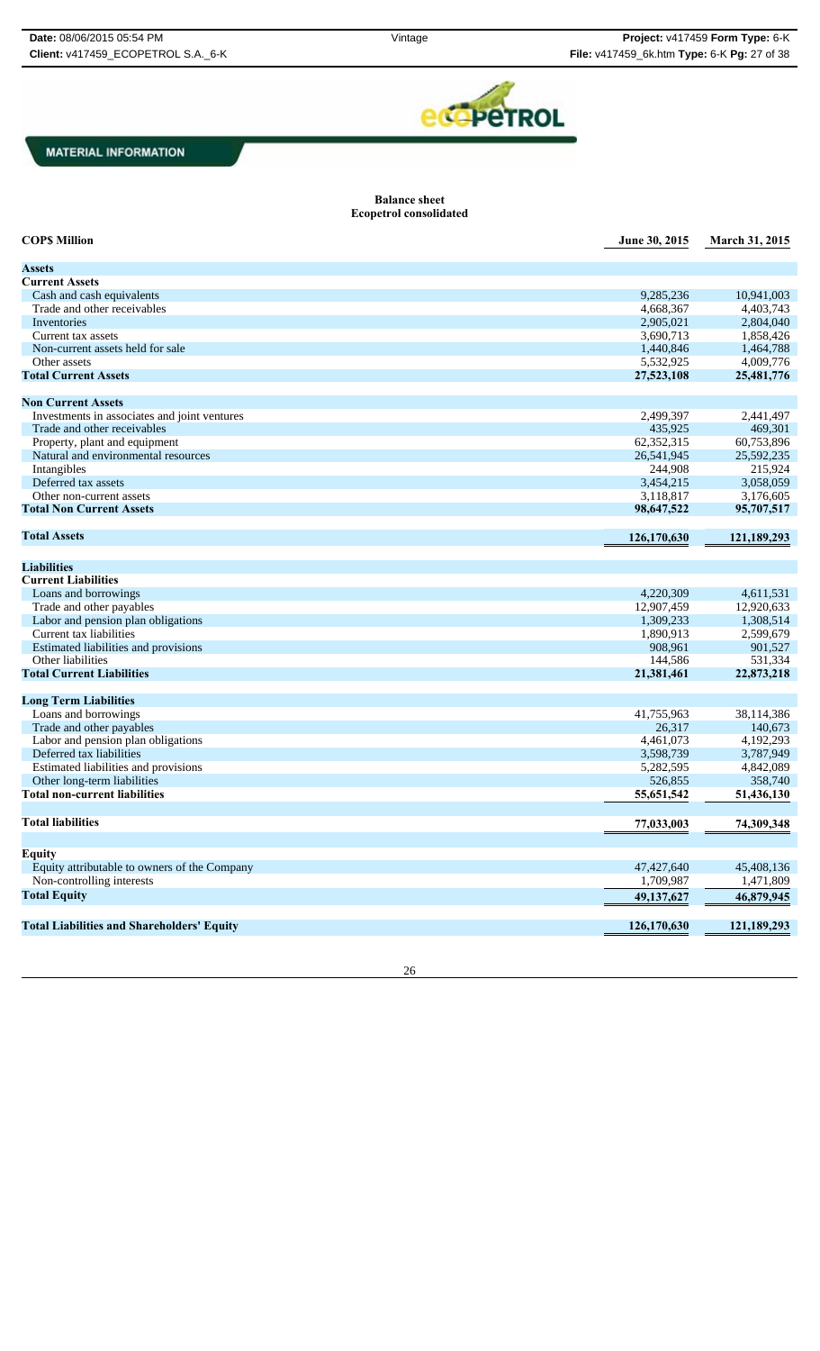MATERIAL INFORMATION

**Balance sheet**
**Ecopetrol consolidated**

| COP$ Million | June 30, 2015 | March 31, 2015 |
|---|---|---|
| **Assets** | | |
| **Current Assets** | | |
| Cash and cash equivalents | 9,285,236 | 10,941,003 |
| Trade and other receivables | 4,668,367 | 4,403,743 |
| Inventories | 2,905,021 | 2,804,040 |
| Current tax assets | 3,690,713 | 1,858,426 |
| Non-current assets held for sale | 1,440,846 | 1,464,788 |
| Other assets | 5,532,925 | 4,009,776 |
| **Total Current Assets** | **27,523,108** | **25,481,776** |
| **Non Current Assets** | | |
| Investments in associates and joint ventures | 2,499,397 | 2,441,497 |
| Trade and other receivables | 435,925 | 469,301 |
| Property, plant and equipment | 62,352,315 | 60,753,896 |
| Natural and environmental resources | 26,541,945 | 25,592,235 |
| Intangibles | 244,908 | 215,924 |
| Deferred tax assets | 3,454,215 | 3,058,059 |
| Other non-current assets | 3,118,817 | 3,176,605 |
| **Total Non Current Assets** | **98,647,522** | **95,707,517** |
| **Total Assets** | **126,170,630** | **121,189,293** |
| **Liabilities** | | |
| **Current Liabilities** | | |
| Loans and borrowings | 4,220,309 | 4,611,531 |
| Trade and other payables | 12,907,459 | 12,920,633 |
| Labor and pension plan obligations | 1,309,233 | 1,308,514 |
| Current tax liabilities | 1,890,913 | 2,599,679 |
| Estimated liabilities and provisions | 908,961 | 901,527 |
| Other liabilities | 144,586 | 531,334 |
| **Total Current Liabilities** | **21,381,461** | **22,873,218** |
| **Long Term Liabilities** | | |
| Loans and borrowings | 41,755,963 | 38,114,386 |
| Trade and other payables | 26,317 | 140,673 |
| Labor and pension plan obligations | 4,461,073 | 4,192,293 |
| Deferred tax liabilities | 3,598,739 | 3,787,949 |
| Estimated liabilities and provisions | 5,282,595 | 4,842,089 |
| Other long-term liabilities | 526,855 | 358,740 |
| **Total non-current liabilities** | **55,651,542** | **51,436,130** |
| **Total liabilities** | **77,033,003** | **74,309,348** |
| **Equity** | | |
| Equity attributable to owners of the Company | 47,427,640 | 45,408,136 |
| Non-controlling interests | 1,709,987 | 1,471,809 |
| **Total Equity** | **49,137,627** | **46,879,945** |
| **Total Liabilities and Shareholders' Equity** | **126,170,630** | **121,189,293** |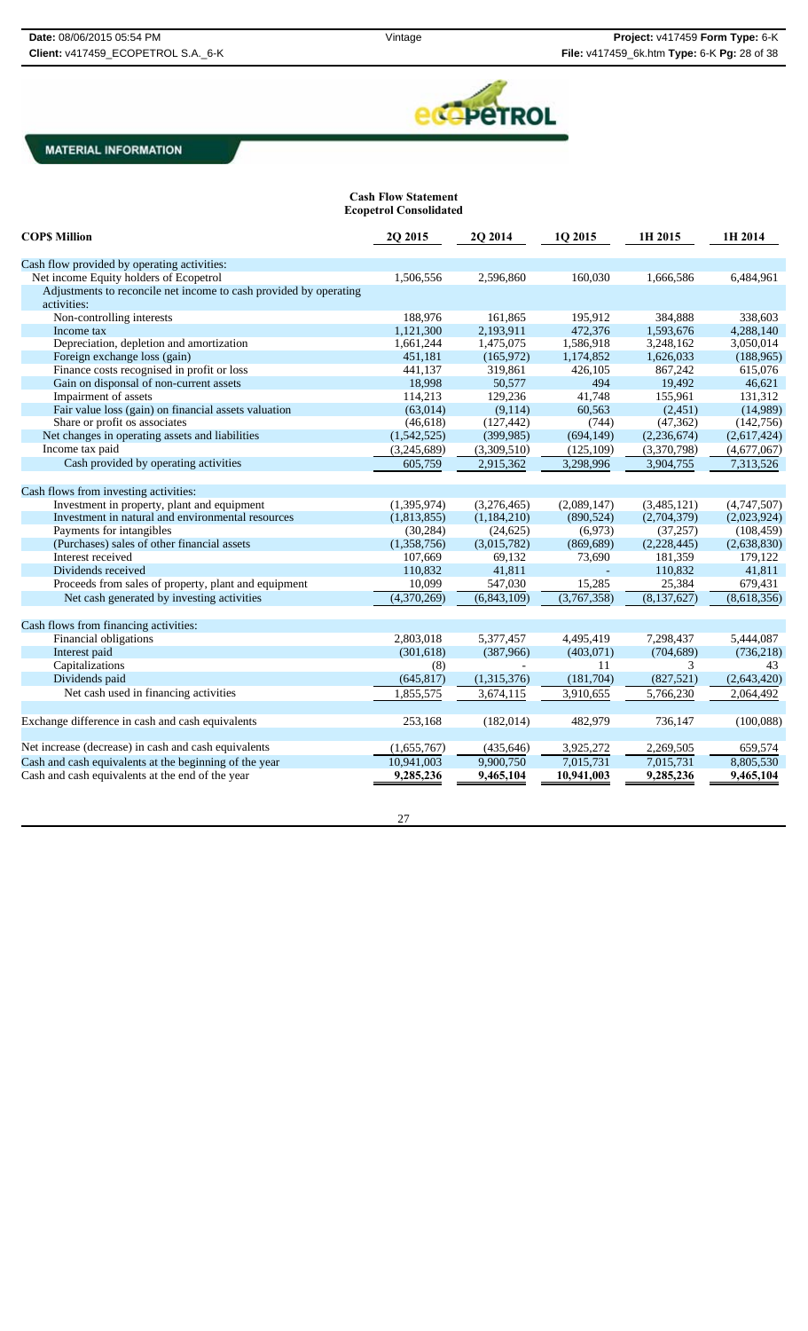**MATERIAL INFORMATION**

## Cash Flow Statement
### Ecopetrol Consolidated

| COP$ Million | 2Q 2015 | 2Q 2014 | 1Q 2015 | 1H 2015 | 1H 2014 |
|---|---|---|---|---|---|
| Cash flow provided by operating activities: | | | | | |
| Net income Equity holders of Ecopetrol | 1,506,556 | 2,596,860 | 160,030 | 1,666,586 | 6,484,961 |
| Adjustments to reconcile net income to cash provided by operating activities: | | | | | |
| Non-controlling interests | 188,976 | 161,865 | 195,912 | 384,888 | 338,603 |
| Income tax | 1,121,300 | 2,193,911 | 472,376 | 1,593,676 | 4,288,140 |
| Depreciation, depletion and amortization | 1,661,244 | 1,475,075 | 1,586,918 | 3,248,162 | 3,050,014 |
| Foreign exchange loss (gain) | 451,181 | (165,972) | 1,174,852 | 1,626,033 | (188,965) |
| Finance costs recognised in profit or loss | 441,137 | 319,861 | 426,105 | 867,242 | 615,076 |
| Gain on disposal of non-current assets | 18,998 | 50,577 | 494 | 19,492 | 46,621 |
| Impairment of assets | 114,213 | 129,236 | 41,748 | 155,961 | 131,312 |
| Fair value loss (gain) on financial assets valuation | (63,014) | (9,114) | 60,563 | (2,451) | (14,989) |
| Share or profit os associates | (46,618) | (127,442) | (744) | (47,362) | (142,756) |
| Net changes in operating assets and liabilities | (1,542,525) | (399,985) | (694,149) | (2,236,674) | (2,617,424) |
| Income tax paid | (3,245,689) | (3,309,510) | (125,109) | (3,370,798) | (4,677,067) |
| Cash provided by operating activities | 605,759 | 2,915,362 | 3,298,996 | 3,904,755 | 7,313,526 |
| | | | | | |
| Cash flows from investing activities: | | | | | |
| Investment in property, plant and equipment | (1,395,974) | (3,276,465) | (2,089,147) | (3,485,121) | (4,747,507) |
| Investment in natural and environmental resources | (1,813,855) | (1,184,210) | (890,524) | (2,704,379) | (2,023,924) |
| Payments for intangibles | (30,284) | (24,625) | (6,973) | (37,257) | (108,459) |
| (Purchases) sales of other financial assets | (1,358,756) | (3,015,782) | (869,689) | (2,228,445) | (2,638,830) |
| Interest received | 107,669 | 69,132 | 73,690 | 181,359 | 179,122 |
| Dividends received | 110,832 | 41,811 | - | 110,832 | 41,811 |
| Proceeds from sales of property, plant and equipment | 10,099 | 547,030 | 15,285 | 25,384 | 679,431 |
| Net cash generated by investing activities | (4,370,269) | (6,843,109) | (3,767,358) | (8,137,627) | (8,618,356) |
| | | | | | |
| Cash flows from financing activities: | | | | | |
| Financial obligations | 2,803,018 | 5,377,457 | 4,495,419 | 7,298,437 | 5,444,087 |
| Interest paid | (301,618) | (387,966) | (403,071) | (704,689) | (736,218) |
| Capitalizations | (8) | - | 11 | 3 | 43 |
| Dividends paid | (645,817) | (1,315,376) | (181,704) | (827,521) | (2,643,420) |
| Net cash used in financing activities | 1,855,575 | 3,674,115 | 3,910,655 | 5,766,230 | 2,064,492 |
| | | | | | |
| Exchange difference in cash and cash equivalents | 253,168 | (182,014) | 482,979 | 736,147 | (100,088) |
| | | | | | |
| Net increase (decrease) in cash and cash equivalents | (1,655,767) | (435,646) | 3,925,272 | 2,269,505 | 659,574 |
| Cash and cash equivalents at the beginning of the year | 10,941,003 | 9,900,750 | 7,015,731 | 7,015,731 | 8,805,530 |
| Cash and cash equivalents at the end of the year | **9,285,236** | **9,465,104** | **10,941,003** | **9,285,236** | **9,465,104** |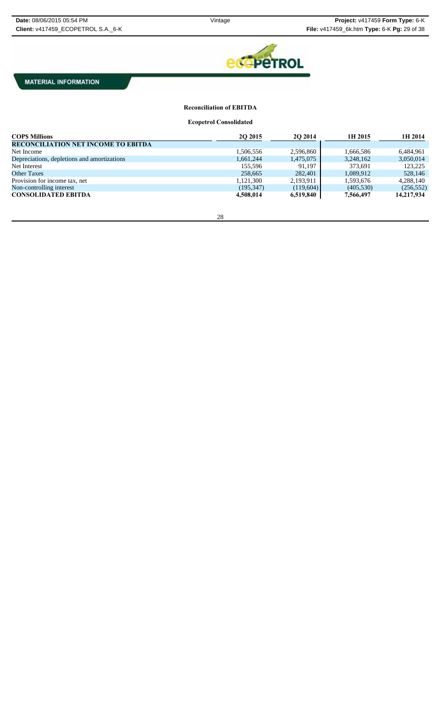MATERIAL INFORMATION

**Reconciliation of EBITDA**

**Ecopetrol Consolidated**

| COP$ Millions | 2Q 2015 | 2Q 2014 | 1H 2015 | 1H 2014 |
|---|---|---|---|---|
| **RECONCILIATION NET INCOME TO EBITDA** | | | | |
| Net Income | 1,506,556 | 2,596,860 | 1,666,586 | 6,484,961 |
| Depreciations, depletions and amortizations | 1,661,244 | 1,475,075 | 3,248,162 | 3,050,014 |
| Net Interest | 155,596 | 91,197 | 373,691 | 123,225 |
| Other Taxes | 258,665 | 282,401 | 1,089,912 | 528,146 |
| Provision for income tax, net | 1,121,300 | 2,193,911 | 1,593,676 | 4,288,140 |
| Non-controlling interest | (195,347) | (119,604) | (405,530) | (256,552) |
| **CONSOLIDATED EBITDA** | **4,508,014** | **6,519,840** | **7,566,497** | **14,217,934** |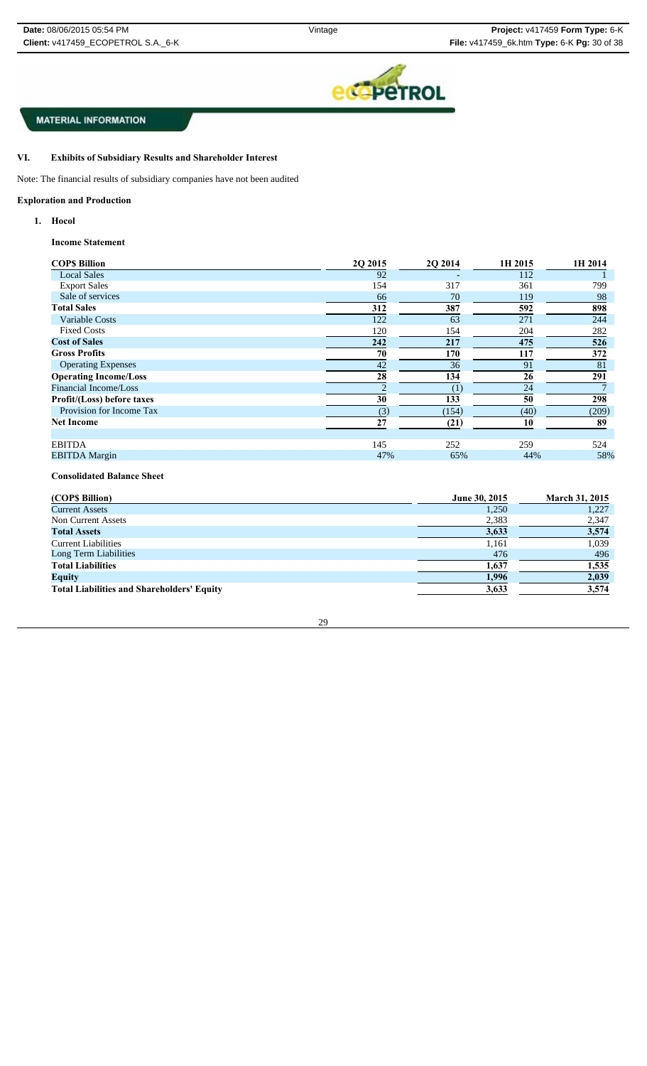**MATERIAL INFORMATION**

## VI. Exhibits of Subsidiary Results and Shareholder Interest

Note: The financial results of subsidiary companies have not been audited

### Exploration and Production

#### 1. Hocol

**Income Statement**

| COP$ Billion | 2Q 2015 | 2Q 2014 | 1H 2015 | 1H 2014 |
|---|---|---|---|---|
| Local Sales | 92 | - | 112 | 1 |
| Export Sales | 154 | 317 | 361 | 799 |
| Sale of services | 66 | 70 | 119 | 98 |
| **Total Sales** | **312** | **387** | **592** | **898** |
| Variable Costs | 122 | 63 | 271 | 244 |
| Fixed Costs | 120 | 154 | 204 | 282 |
| **Cost of Sales** | **242** | **217** | **475** | **526** |
| **Gross Profits** | **70** | **170** | **117** | **372** |
| Operating Expenses | 42 | 36 | 91 | 81 |
| **Operating Income/Loss** | **28** | **134** | **26** | **291** |
| Financial Income/Loss | 2 | (1) | 24 | 7 |
| **Profit/(Loss) before taxes** | **30** | **133** | **50** | **298** |
| Provision for Income Tax | (3) | (154) | (40) | (209) |
| **Net Income** | **27** | **(21)** | **10** | **89** |
| | | | | |
| EBITDA | 145 | 252 | 259 | 524 |
| EBITDA Margin | 47% | 65% | 44% | 58% |

**Consolidated Balance Sheet**

| (COP$ Billion) | June 30, 2015 | March 31, 2015 |
|---|---|---|
| Current Assets | 1,250 | 1,227 |
| Non Current Assets | 2,383 | 2,347 |
| **Total Assets** | **3,633** | **3,574** |
| Current Liabilities | 1,161 | 1,039 |
| Long Term Liabilities | 476 | 496 |
| **Total Liabilities** | **1,637** | **1,535** |
| **Equity** | **1,996** | **2,039** |
| **Total Liabilities and Shareholders' Equity** | **3,633** | **3,574** |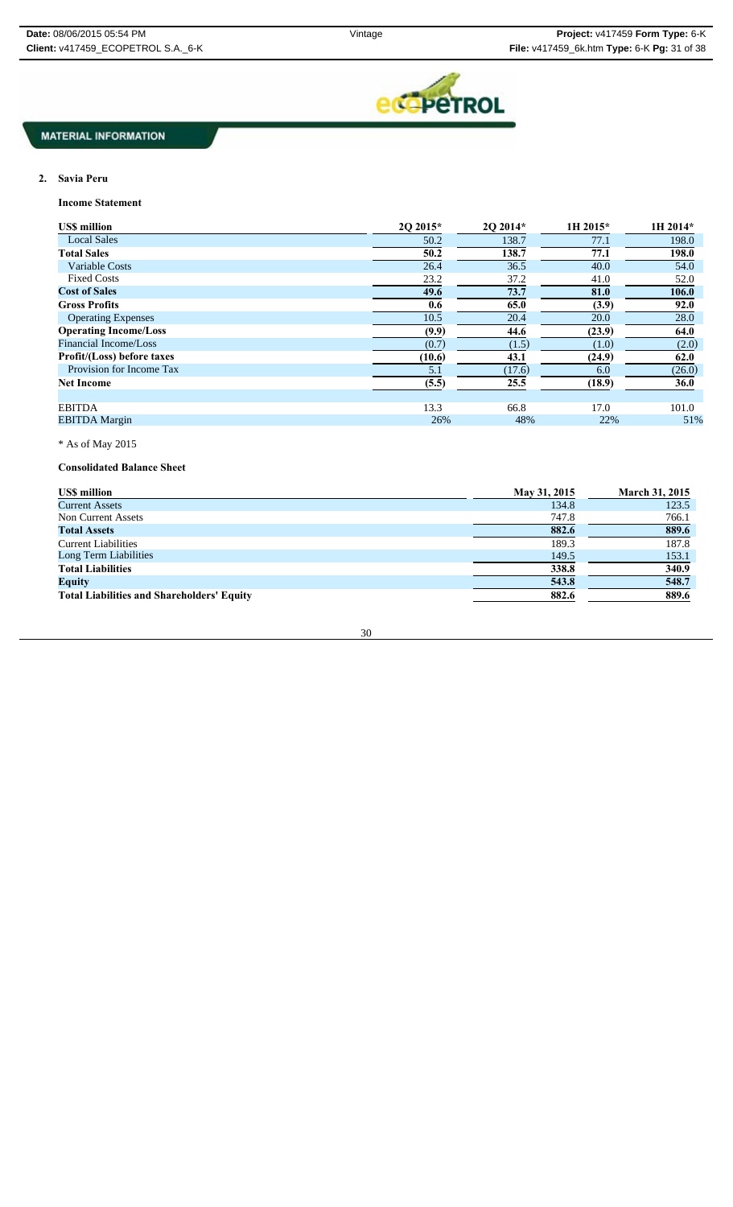**MATERIAL INFORMATION**

## 2. Savia Peru

### Income Statement

| US$ million | 2Q 2015* | 2Q 2014* | 1H 2015* | 1H 2014* |
|---|---|---|---|---|
| Local Sales | 50.2 | 138.7 | 77.1 | 198.0 |
| **Total Sales** | **50.2** | **138.7** | **77.1** | **198.0** |
| Variable Costs | 26.4 | 36.5 | 40.0 | 54.0 |
| Fixed Costs | 23.2 | 37.2 | 41.0 | 52.0 |
| **Cost of Sales** | **49.6** | **73.7** | **81.0** | **106.0** |
| **Gross Profits** | **0.6** | **65.0** | **(3.9)** | **92.0** |
| Operating Expenses | 10.5 | 20.4 | 20.0 | 28.0 |
| **Operating Income/Loss** | **(9.9)** | **44.6** | **(23.9)** | **64.0** |
| Financial Income/Loss | (0.7) | (1.5) | (1.0) | (2.0) |
| **Profit/(Loss) before taxes** | **(10.6)** | **43.1** | **(24.9)** | **62.0** |
| Provision for Income Tax | 5.1 | (17.6) | 6.0 | (26.0) |
| **Net Income** | **(5.5)** | **25.5** | **(18.9)** | **36.0** |
| | | | | |
| EBITDA | 13.3 | 66.8 | 17.0 | 101.0 |
| EBITDA Margin | 26% | 48% | 22% | 51% |

* As of May 2015

### Consolidated Balance Sheet

| US$ million | May 31, 2015 | March 31, 2015 |
|---|---|---|
| Current Assets | 134.8 | 123.5 |
| Non Current Assets | 747.8 | 766.1 |
| **Total Assets** | **882.6** | **889.6** |
| Current Liabilities | 189.3 | 187.8 |
| Long Term Liabilities | 149.5 | 153.1 |
| **Total Liabilities** | **338.8** | **340.9** |
| **Equity** | **543.8** | **548.7** |
| **Total Liabilities and Shareholders' Equity** | **882.6** | **889.6** |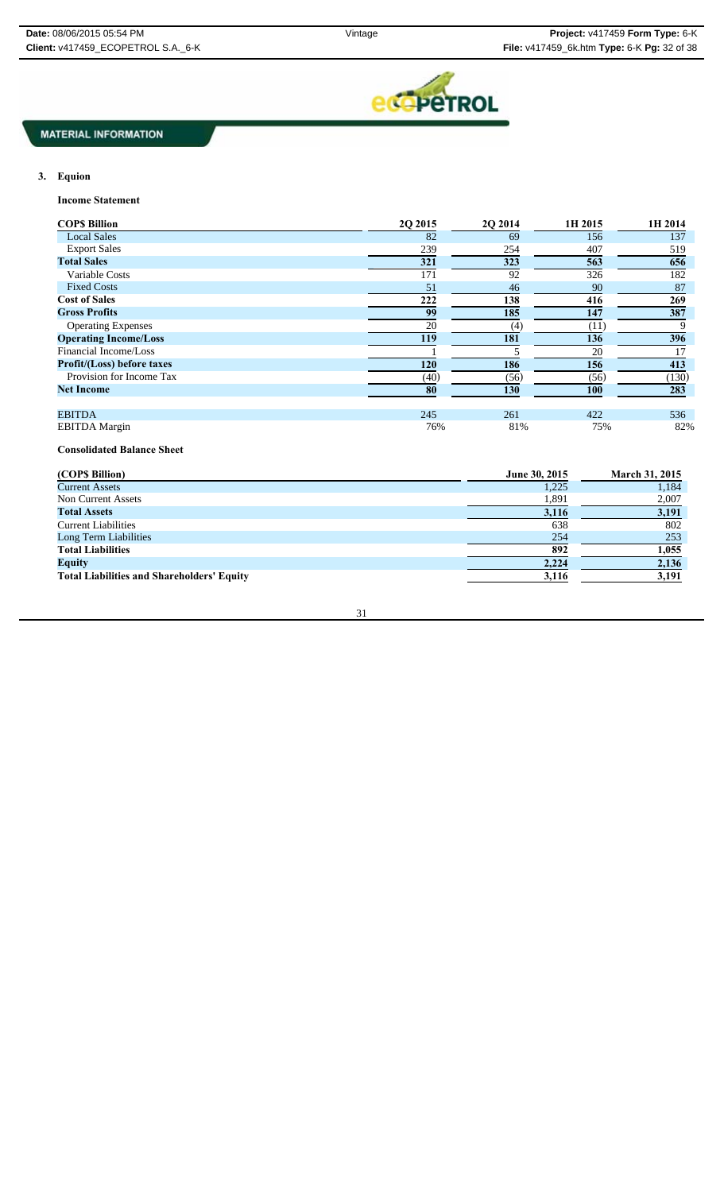## MATERIAL INFORMATION

### 3. Equion

**Income Statement**

| COP$ Billion | 2Q 2015 | 2Q 2014 | 1H 2015 | 1H 2014 |
|---|---|---|---|---|
| Local Sales | 82 | 69 | 156 | 137 |
| Export Sales | 239 | 254 | 407 | 519 |
| **Total Sales** | **321** | **323** | **563** | **656** |
| Variable Costs | 171 | 92 | 326 | 182 |
| Fixed Costs | 51 | 46 | 90 | 87 |
| **Cost of Sales** | **222** | **138** | **416** | **269** |
| **Gross Profits** | **99** | **185** | **147** | **387** |
| Operating Expenses | 20 | (4) | (11) | 9 |
| **Operating Income/Loss** | **119** | **181** | **136** | **396** |
| Financial Income/Loss | 1 | 5 | 20 | 17 |
| **Profit/(Loss) before taxes** | **120** | **186** | **156** | **413** |
| Provision for Income Tax | (40) | (56) | (56) | (130) |
| **Net Income** | **80** | **130** | **100** | **283** |
| | | | | |
| EBITDA | 245 | 261 | 422 | 536 |
| EBITDA Margin | 76% | 81% | 75% | 82% |

**Consolidated Balance Sheet**

| (COP$ Billion) | June 30, 2015 | March 31, 2015 |
|---|---|---|
| Current Assets | 1,225 | 1,184 |
| Non Current Assets | 1,891 | 2,007 |
| **Total Assets** | **3,116** | **3,191** |
| Current Liabilities | 638 | 802 |
| Long Term Liabilities | 254 | 253 |
| **Total Liabilities** | **892** | **1,055** |
| **Equity** | **2,224** | **2,136** |
| **Total Liabilities and Shareholders' Equity** | **3,116** | **3,191** |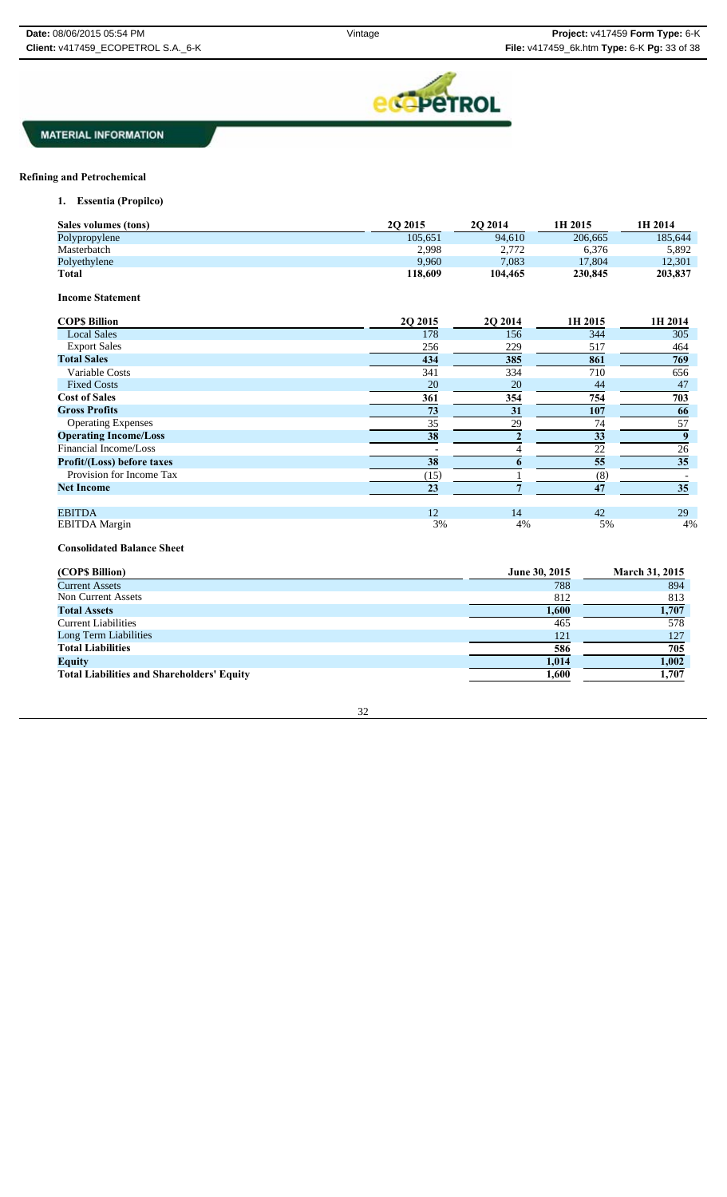**MATERIAL INFORMATION**

**Refining and Petrochemical**

1. **Essentia (Propilco)**

| Sales volumes (tons) | 2Q 2015 | 2Q 2014 | 1H 2015 | 1H 2014 |
|---|---|---|---|---|
| Polypropylene | 105,651 | 94,610 | 206,665 | 185,644 |
| Masterbatch | 2,998 | 2,772 | 6,376 | 5,892 |
| Polyethylene | 9,960 | 7,083 | 17,804 | 12,301 |
| **Total** | **118,609** | **104,465** | **230,845** | **203,837** |

**Income Statement**

| COP$ Billion | 2Q 2015 | 2Q 2014 | 1H 2015 | 1H 2014 |
|---|---|---|---|---|
| Local Sales | 178 | 156 | 344 | 305 |
| Export Sales | 256 | 229 | 517 | 464 |
| **Total Sales** | **434** | **385** | **861** | **769** |
| Variable Costs | 341 | 334 | 710 | 656 |
| Fixed Costs | 20 | 20 | 44 | 47 |
| **Cost of Sales** | **361** | **354** | **754** | **703** |
| **Gross Profits** | **73** | **31** | **107** | **66** |
| Operating Expenses | 35 | 29 | 74 | 57 |
| **Operating Income/Loss** | **38** | **2** | **33** | **9** |
| Financial Income/Loss | - | 4 | 22 | 26 |
| **Profit/(Loss) before taxes** | **38** | **6** | **55** | **35** |
| Provision for Income Tax | (15) | 1 | (8) | - |
| **Net Income** | **23** | **7** | **47** | **35** |
| | | | | |
| EBITDA | 12 | 14 | 42 | 29 |
| EBITDA Margin | 3% | 4% | 5% | 4% |

**Consolidated Balance Sheet**

| (COP$ Billion) | June 30, 2015 | March 31, 2015 |
|---|---|---|
| Current Assets | 788 | 894 |
| Non Current Assets | 812 | 813 |
| **Total Assets** | **1,600** | **1,707** |
| Current Liabilities | 465 | 578 |
| Long Term Liabilities | 121 | 127 |
| **Total Liabilities** | **586** | **705** |
| **Equity** | **1,014** | **1,002** |
| **Total Liabilities and Shareholders' Equity** | **1,600** | **1,707** |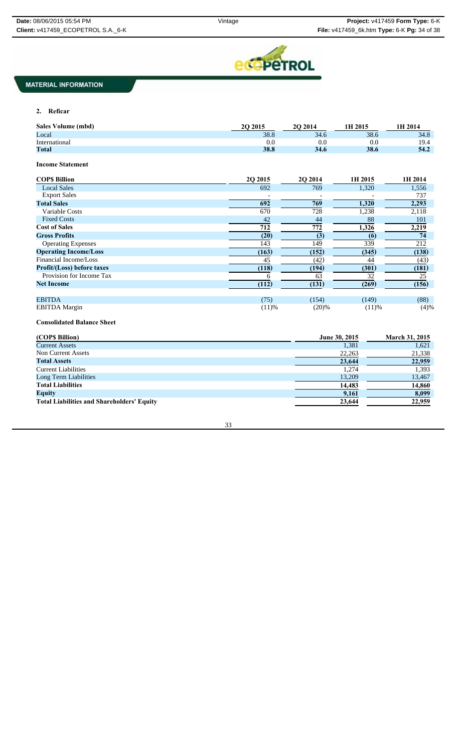MATERIAL INFORMATION

## 2. Reficar

| Sales Volume (mbd) | 2Q 2015 | 2Q 2014 | 1H 2015 | 1H 2014 |
|---|---|---|---|---|
| Local | 38.8 | 34.6 | 38.6 | 34.8 |
| International | 0.0 | 0.0 | 0.0 | 19.4 |
| **Total** | **38.8** | **34.6** | **38.6** | **54.2** |

### Income Statement

| COP$ Billion | 2Q 2015 | 2Q 2014 | 1H 2015 | 1H 2014 |
|---|---|---|---|---|
| Local Sales | 692 | 769 | 1,320 | 1,556 |
| Export Sales | - | - | - | 737 |
| **Total Sales** | **692** | **769** | **1,320** | **2,293** |
| Variable Costs | 670 | 728 | 1,238 | 2,118 |
| Fixed Costs | 42 | 44 | 88 | 101 |
| **Cost of Sales** | **712** | **772** | **1,326** | **2,219** |
| **Gross Profits** | **(20)** | **(3)** | **(6)** | **74** |
| Operating Expenses | 143 | 149 | 339 | 212 |
| **Operating Income/Loss** | **(163)** | **(152)** | **(345)** | **(138)** |
| Financial Income/Loss | 45 | (42) | 44 | (43) |
| **Profit/(Loss) before taxes** | **(118)** | **(194)** | **(301)** | **(181)** |
| Provision for Income Tax | 6 | 63 | 32 | 25 |
| **Net Income** | **(112)** | **(131)** | **(269)** | **(156)** |
| | | | | |
| EBITDA | (75) | (154) | (149) | (88) |
| EBITDA Margin | (11)% | (20)% | (11)% | (4)% |

### Consolidated Balance Sheet

| (COP$ Billion) | June 30, 2015 | March 31, 2015 |
|---|---|---|
| Current Assets | 1,381 | 1,621 |
| Non Current Assets | 22,263 | 21,338 |
| **Total Assets** | **23,644** | **22,959** |
| Current Liabilities | 1,274 | 1,393 |
| Long Term Liabilities | 13,209 | 13,467 |
| **Total Liabilities** | **14,483** | **14,860** |
| **Equity** | **9,161** | **8,099** |
| **Total Liabilities and Shareholders' Equity** | **23,644** | **22,959** |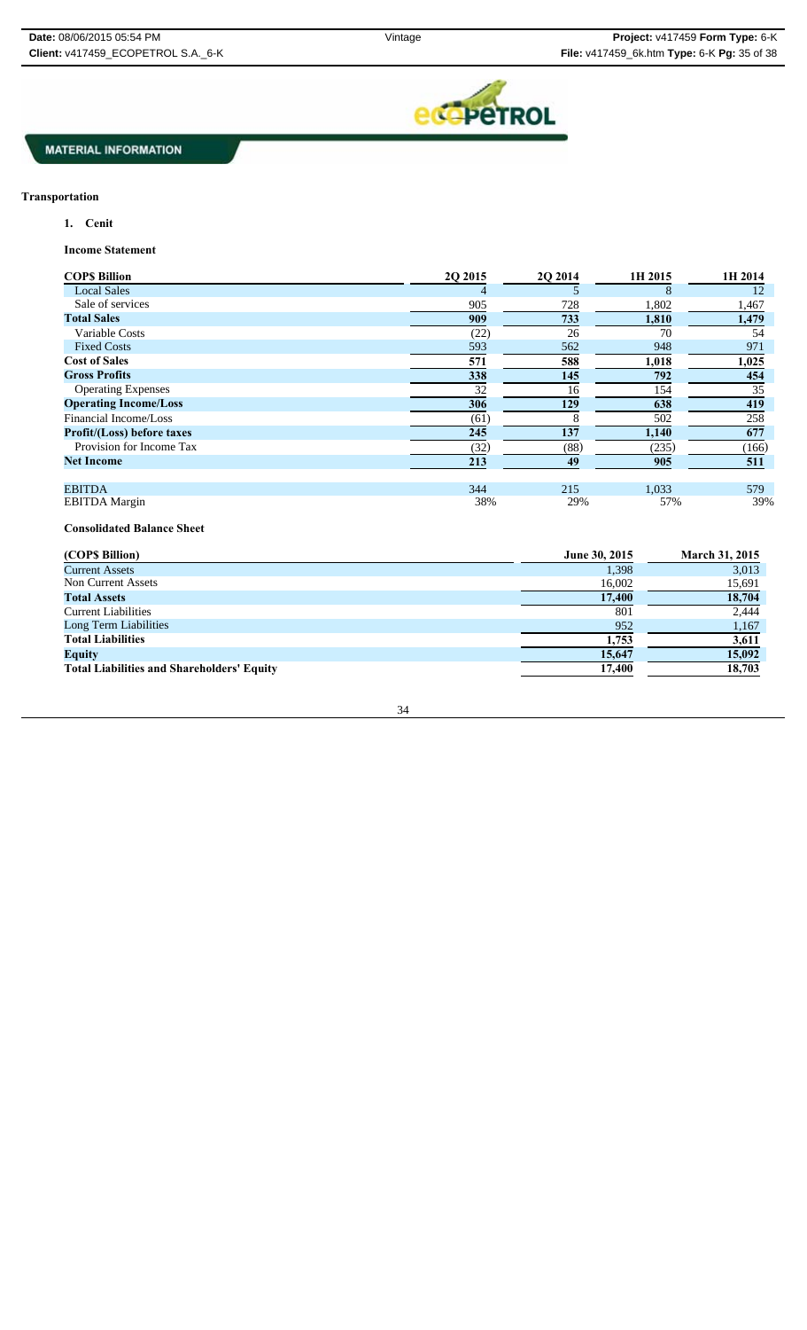**MATERIAL INFORMATION**

## Transportation

### 1. Cenit

**Income Statement**

| COP$ Billion | 2Q 2015 | 2Q 2014 | 1H 2015 | 1H 2014 |
|---|---|---|---|---|
| Local Sales | 4 | 5 | 8 | 12 |
| Sale of services | 905 | 728 | 1,802 | 1,467 |
| **Total Sales** | **909** | **733** | **1,810** | **1,479** |
| Variable Costs | (22) | 26 | 70 | 54 |
| Fixed Costs | 593 | 562 | 948 | 971 |
| **Cost of Sales** | **571** | **588** | **1,018** | **1,025** |
| **Gross Profits** | **338** | **145** | **792** | **454** |
| Operating Expenses | 32 | 16 | 154 | 35 |
| **Operating Income/Loss** | **306** | **129** | **638** | **419** |
| Financial Income/Loss | (61) | 8 | 502 | 258 |
| **Profit/(Loss) before taxes** | **245** | **137** | **1,140** | **677** |
| Provision for Income Tax | (32) | (88) | (235) | (166) |
| **Net Income** | **213** | **49** | **905** | **511** |
| | | | | |
| EBITDA | 344 | 215 | 1,033 | 579 |
| EBITDA Margin | 38% | 29% | 57% | 39% |

**Consolidated Balance Sheet**

| (COP$ Billion) | June 30, 2015 | March 31, 2015 |
|---|---|---|
| Current Assets | 1,398 | 3,013 |
| Non Current Assets | 16,002 | 15,691 |
| **Total Assets** | **17,400** | **18,704** |
| Current Liabilities | 801 | 2,444 |
| Long Term Liabilities | 952 | 1,167 |
| **Total Liabilities** | **1,753** | **3,611** |
| **Equity** | **15,647** | **15,092** |
| **Total Liabilities and Shareholders' Equity** | **17,400** | **18,703** |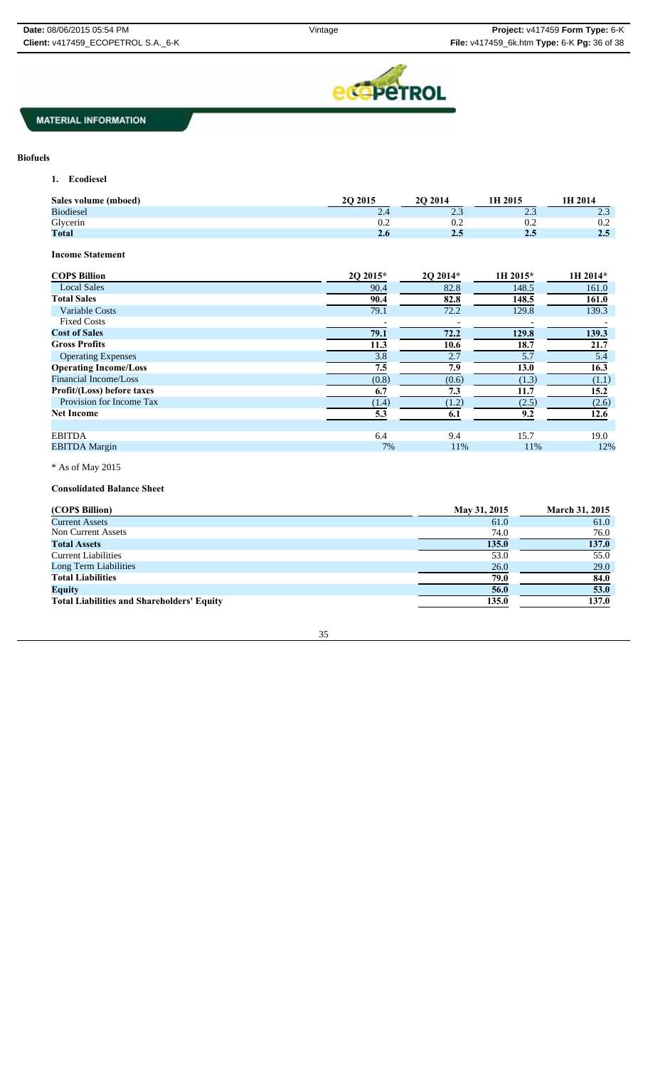## MATERIAL INFORMATION

### Biofuels

1. **Ecodiesel**

| Sales volume (mboed) | 2Q 2015 | 2Q 2014 | 1H 2015 | 1H 2014 |
|---|---|---|---|---|
| Biodiesel | 2.4 | 2.3 | 2.3 | 2.3 |
| Glycerin | 0.2 | 0.2 | 0.2 | 0.2 |
| **Total** | **2.6** | **2.5** | **2.5** | **2.5** |

**Income Statement**

| COP$ Billion | 2Q 2015* | 2Q 2014* | 1H 2015* | 1H 2014* |
|---|---|---|---|---|
| Local Sales | 90.4 | 82.8 | 148.5 | 161.0 |
| **Total Sales** | **90.4** | **82.8** | **148.5** | **161.0** |
| Variable Costs | 79.1 | 72.2 | 129.8 | 139.3 |
| Fixed Costs | - | - | - | - |
| **Cost of Sales** | **79.1** | **72.2** | **129.8** | **139.3** |
| **Gross Profits** | **11.3** | **10.6** | **18.7** | **21.7** |
| Operating Expenses | 3.8 | 2.7 | 5.7 | 5.4 |
| **Operating Income/Loss** | **7.5** | **7.9** | **13.0** | **16.3** |
| Financial Income/Loss | (0.8) | (0.6) | (1.3) | (1.1) |
| **Profit/(Loss) before taxes** | **6.7** | **7.3** | **11.7** | **15.2** |
| Provision for Income Tax | (1.4) | (1.2) | (2.5) | (2.6) |
| **Net Income** | **5.3** | **6.1** | **9.2** | **12.6** |
| | | | | |
| EBITDA | 6.4 | 9.4 | 15.7 | 19.0 |
| EBITDA Margin | 7% | 11% | 11% | 12% |

* As of May 2015

**Consolidated Balance Sheet**

| (COP$ Billion) | May 31, 2015 | March 31, 2015 |
|---|---|---|
| Current Assets | 61.0 | 61.0 |
| Non Current Assets | 74.0 | 76.0 |
| **Total Assets** | **135.0** | **137.0** |
| Current Liabilities | 53.0 | 55.0 |
| Long Term Liabilities | 26.0 | 29.0 |
| **Total Liabilities** | **79.0** | **84.0** |
| **Equity** | **56.0** | **53.0** |
| **Total Liabilities and Shareholders' Equity** | **135.0** | **137.0** |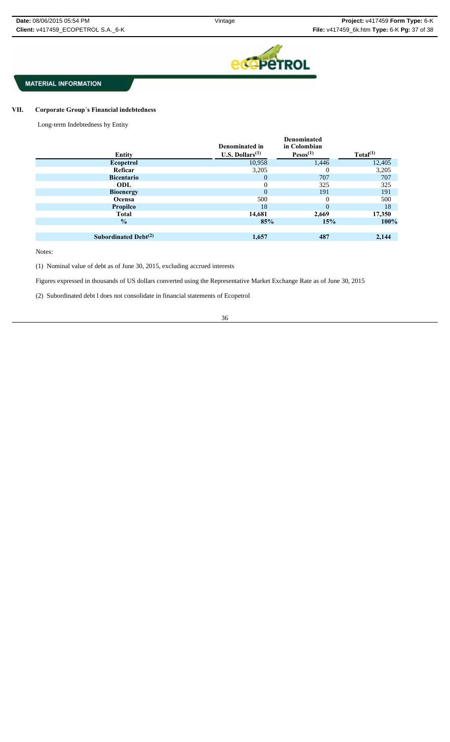MATERIAL INFORMATION

## VII. Corporate Group´s Financial indebtedness

Long-term Indebtedness by Entity

| Entity | Denominated in U.S. Dollars[(1)] | Denominated in Colombian Pesos[(1)] | Total[(1)] |
|---|---|---|---|
| **Ecopetrol** | 10,958 | 1,446 | 12,405 |
| **Reficar** | 3,205 | 0 | 3,205 |
| **Bicentario** | 0 | 707 | 707 |
| **ODL** | 0 | 325 | 325 |
| **Bioenergy** | 0 | 191 | 191 |
| **Ocensa** | 500 | 0 | 500 |
| **Propilco** | 18 | 0 | 18 |
| **Total** | **14,681** | **2,669** | **17,350** |
| **%** | **85%** | **15%** | **100%** |
| | | | |
| **Subordinated Debt[(2)]** | **1,657** | **487** | **2,144** |

Notes:

(1) Nominal value of debt as of June 30, 2015, excluding accrued interests

Figures expressed in thousands of US dollars converted using the Representative Market Exchange Rate as of June 30, 2015

(2) Subordinated debt l does not consolidate in financial statements of Ecopetrol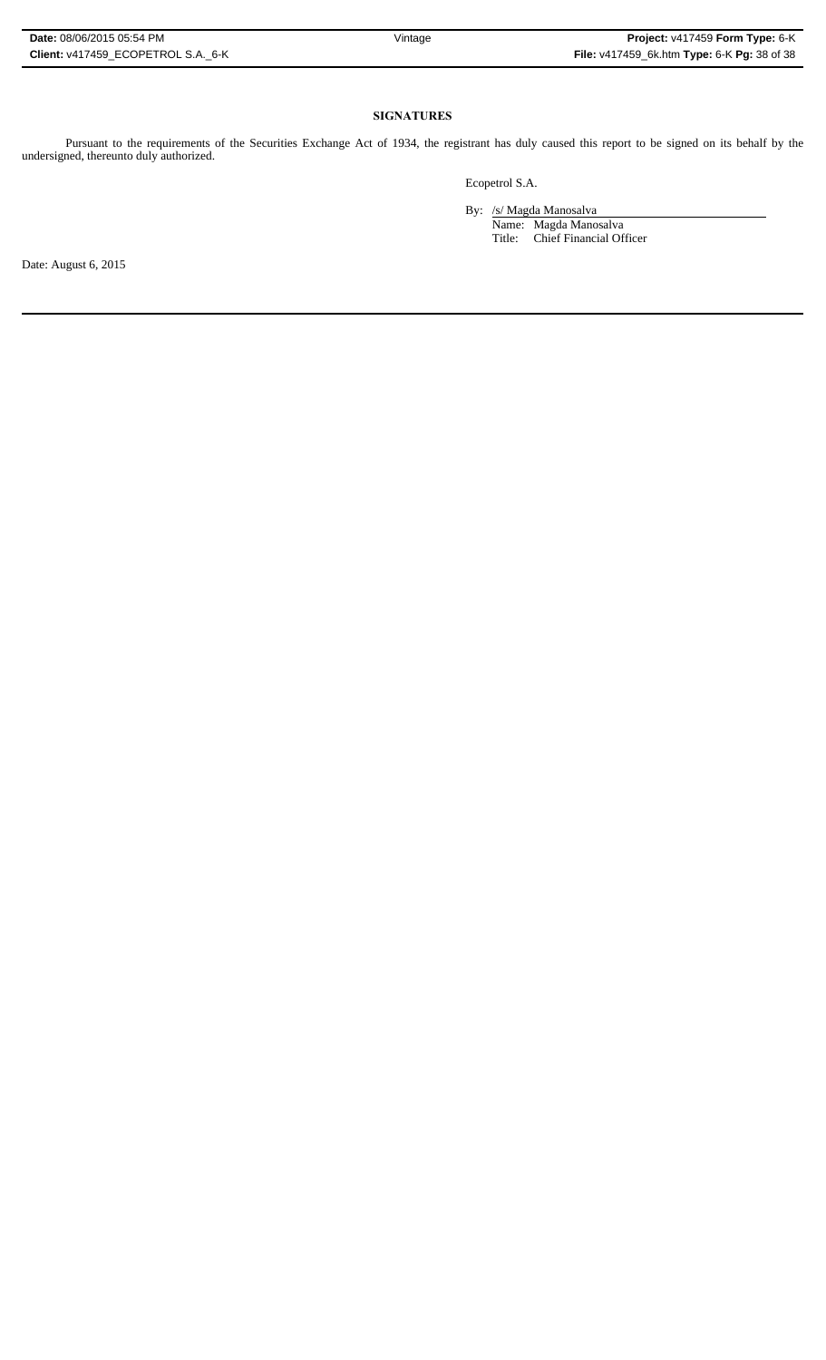## SIGNATURES

Pursuant to the requirements of the Securities Exchange Act of 1934, the registrant has duly caused this report to be signed on its behalf by the undersigned, thereunto duly authorized.

Ecopetrol S.A.

By: /s/ Magda Manosalva

Name: Magda Manosalva

Title: Chief Financial Officer

Date: August 6, 2015